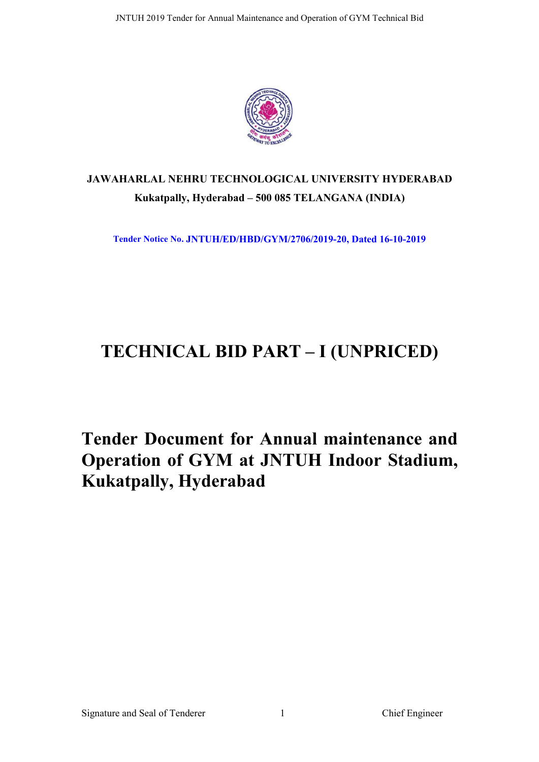**JAWAHARLAL NEHRU TECHNOLOGICAL UNIVERSITY HYDERABAD**

**Kukatpally, Hyderabad – 500 085 TELANGANA (INDIA)**

**Tender Notice No. JNTUH/ED/HBD/GYM/2706/2019-20, Dated 16-10-2019**

# TECHNICAL BID PART – I (UNPRICED)

# Tender Document for Annual maintenance and Operation of GYM at JNTUH Indoor Stadium, Kukatpally, Hyderabad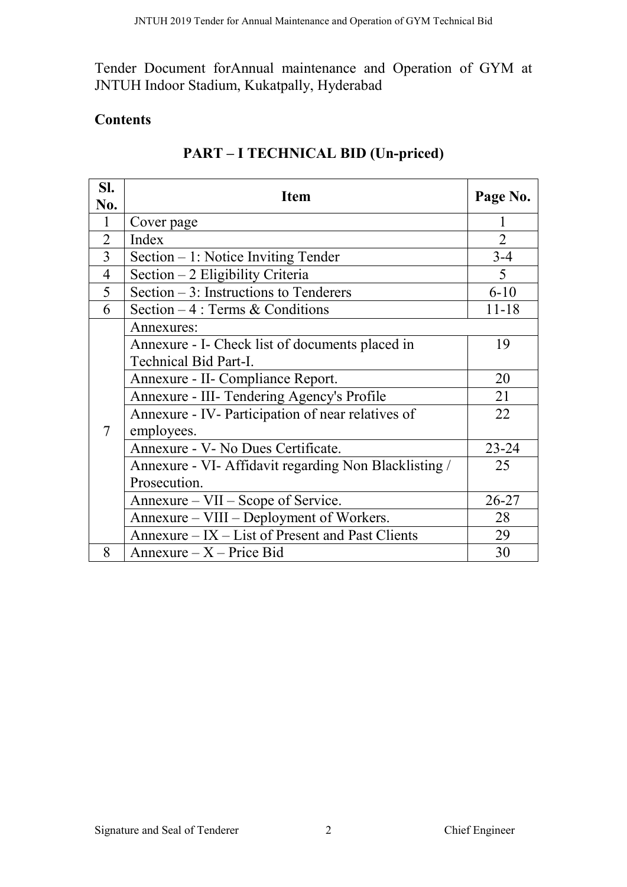Tender Document forAnnual maintenance and Operation of GYM at JNTUH Indoor Stadium, Kukatpally, Hyderabad

## Contents

### PART – I TECHNICAL BID (Un-priced)

| Sl. No. | Item | Page No. |
|---|---|---|
| 1 | Cover page | 1 |
| 2 | Index | 2 |
| 3 | Section – 1: Notice Inviting Tender | 3-4 |
| 4 | Section – 2 Eligibility Criteria | 5 |
| 5 | Section – 3: Instructions to Tenderers | 6-10 |
| 6 | Section – 4 : Terms & Conditions | 11-18 |
| 7 | Annexures: | |
| | Annexure - I- Check list of documents placed in Technical Bid Part-I. | 19 |
| | Annexure - II- Compliance Report. | 20 |
| | Annexure - III- Tendering Agency's Profile | 21 |
| | Annexure - IV- Participation of near relatives of employees. | 22 |
| | Annexure - V- No Dues Certificate. | 23-24 |
| | Annexure - VI- Affidavit regarding Non Blacklisting / Prosecution. | 25 |
| | Annexure – VII – Scope of Service. | 26-27 |
| | Annexure – VIII – Deployment of Workers. | 28 |
| | Annexure – IX – List of Present and Past Clients | 29 |
| 8 | Annexure – X – Price Bid | 30 |

Signature and Seal of Tenderer Chief Engineer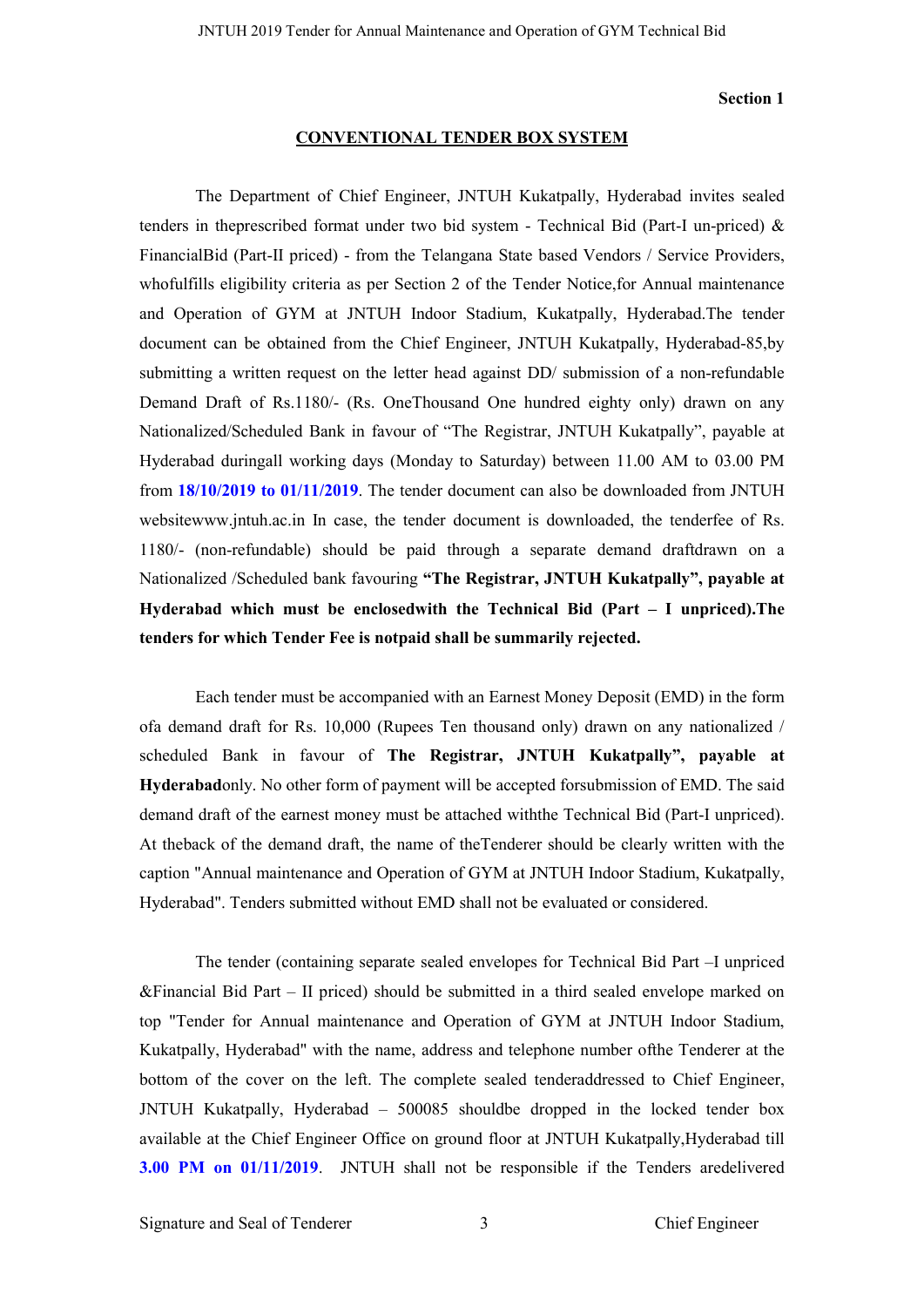**Section 1**

## CONVENTIONAL TENDER BOX SYSTEM

The Department of Chief Engineer, JNTUH Kukatpally, Hyderabad invites sealed tenders in theprescribed format under two bid system - Technical Bid (Part-I un-priced) & FinancialBid (Part-II priced) - from the Telangana State based Vendors / Service Providers, whofulfills eligibility criteria as per Section 2 of the Tender Notice,for Annual maintenance and Operation of GYM at JNTUH Indoor Stadium, Kukatpally, Hyderabad.The tender document can be obtained from the Chief Engineer, JNTUH Kukatpally, Hyderabad-85,by submitting a written request on the letter head against DD/ submission of a non-refundable Demand Draft of Rs.1180/- (Rs. OneThousand One hundred eighty only) drawn on any Nationalized/Scheduled Bank in favour of "The Registrar, JNTUH Kukatpally", payable at Hyderabad duringall working days (Monday to Saturday) between 11.00 AM to 03.00 PM from **18/10/2019 to 01/11/2019**. The tender document can also be downloaded from JNTUH websitewww.jntuh.ac.in In case, the tender document is downloaded, the tenderfee of Rs. 1180/- (non-refundable) should be paid through a separate demand draftdrawn on a Nationalized /Scheduled bank favouring **"The Registrar, JNTUH Kukatpally", payable at Hyderabad which must be enclosedwith the Technical Bid (Part – I unpriced).The tenders for which Tender Fee is notpaid shall be summarily rejected.**

Each tender must be accompanied with an Earnest Money Deposit (EMD) in the form ofa demand draft for Rs. 10,000 (Rupees Ten thousand only) drawn on any nationalized / scheduled Bank in favour of **The Registrar, JNTUH Kukatpally", payable at Hyderabad**only. No other form of payment will be accepted forsubmission of EMD. The said demand draft of the earnest money must be attached withthe Technical Bid (Part-I unpriced). At theback of the demand draft, the name of theTenderer should be clearly written with the caption "Annual maintenance and Operation of GYM at JNTUH Indoor Stadium, Kukatpally, Hyderabad". Tenders submitted without EMD shall not be evaluated or considered.

The tender (containing separate sealed envelopes for Technical Bid Part –I unpriced &Financial Bid Part – II priced) should be submitted in a third sealed envelope marked on top "Tender for Annual maintenance and Operation of GYM at JNTUH Indoor Stadium, Kukatpally, Hyderabad" with the name, address and telephone number ofthe Tenderer at the bottom of the cover on the left. The complete sealed tenderaddressed to Chief Engineer, JNTUH Kukatpally, Hyderabad – 500085 shouldbe dropped in the locked tender box available at the Chief Engineer Office on ground floor at JNTUH Kukatpally,Hyderabad till **3.00 PM on 01/11/2019**. JNTUH shall not be responsible if the Tenders aredelivered

Signature and Seal of Tenderer | Chief Engineer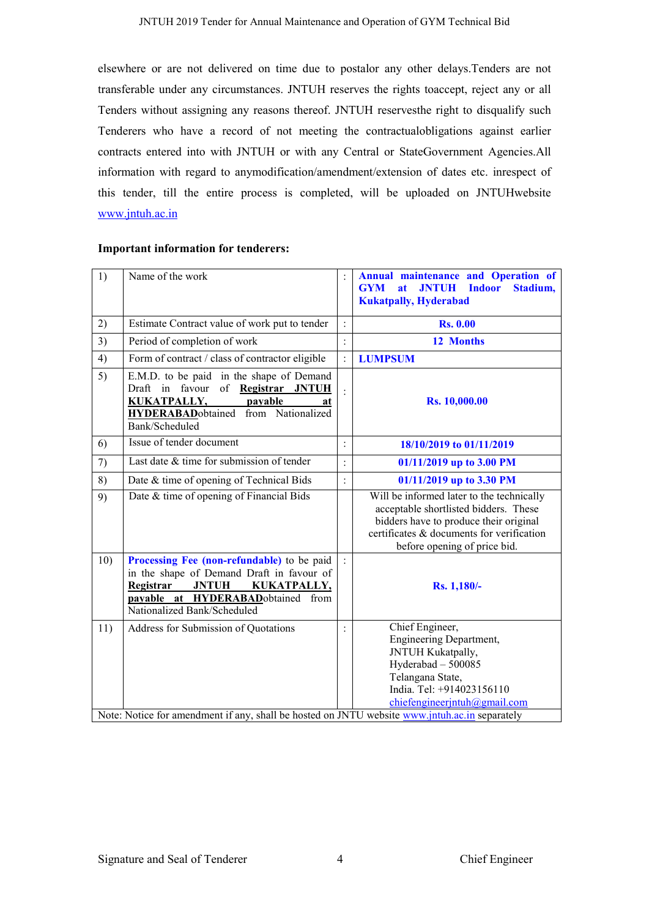elsewhere or are not delivered on time due to postalor any other delays.Tenders are not transferable under any circumstances. JNTUH reserves the rights toaccept, reject any or all Tenders without assigning any reasons thereof. JNTUH reservesthe right to disqualify such Tenderers who have a record of not meeting the contractualobligations against earlier contracts entered into with JNTUH or with any Central or StateGovernment Agencies.All information with regard to anymodification/amendment/extension of dates etc. inrespect of this tender, till the entire process is completed, will be uploaded on JNTUHwebsite www.jntuh.ac.in

**Important information for tenderers:**

| | | | |
|---|---|---|---|
| 1) | Name of the work | : | **Annual maintenance and Operation of GYM at JNTUH Indoor Stadium, Kukatpally, Hyderabad** |
| 2) | Estimate Contract value of work put to tender | : | **Rs. 0.00** |
| 3) | Period of completion of work | : | **12 Months** |
| 4) | Form of contract / class of contractor eligible | : | **LUMPSUM** |
| 5) | E.M.D. to be paid in the shape of Demand Draft in favour of **Registrar JNTUH KUKATPALLY, payable at HYDERABAD**obtained from Nationalized Bank/Scheduled | : | **Rs. 10,000.00** |
| 6) | Issue of tender document | : | **18/10/2019 to 01/11/2019** |
| 7) | Last date & time for submission of tender | : | **01/11/2019 up to 3.00 PM** |
| 8) | Date & time of opening of Technical Bids | : | **01/11/2019 up to 3.30 PM** |
| 9) | Date & time of opening of Financial Bids | | Will be informed later to the technically acceptable shortlisted bidders. These bidders have to produce their original certificates & documents for verification before opening of price bid. |
| 10) | **Processing Fee (non-refundable)** to be paid in the shape of Demand Draft in favour of **Registrar JNTUH KUKATPALLY, payable at HYDERABAD**obtained from Nationalized Bank/Scheduled | : | **Rs. 1,180/-** |
| 11) | Address for Submission of Quotations | : | Chief Engineer,<br>Engineering Department,<br>JNTUH Kukatpally,<br>Hyderabad – 500085<br>Telangana State,<br>India. Tel: +914023156110<br>chiefengineerjntuh@gmail.com |

Note: Notice for amendment if any, shall be hosted on JNTU website www.jntuh.ac.in separately

Signature and Seal of Tenderer Chief Engineer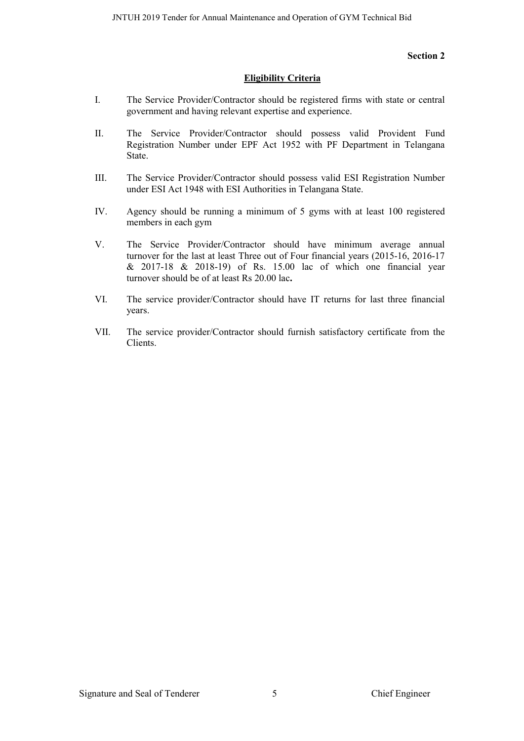**Section 2**

## Eligibility Criteria

I. The Service Provider/Contractor should be registered firms with state or central government and having relevant expertise and experience.

II. The Service Provider/Contractor should possess valid Provident Fund Registration Number under EPF Act 1952 with PF Department in Telangana State.

III. The Service Provider/Contractor should possess valid ESI Registration Number under ESI Act 1948 with ESI Authorities in Telangana State.

IV. Agency should be running a minimum of 5 gyms with at least 100 registered members in each gym

V. The Service Provider/Contractor should have minimum average annual turnover for the last at least Three out of Four financial years (2015-16, 2016-17 & 2017-18 & 2018-19) of Rs. 15.00 lac of which one financial year turnover should be of at least Rs 20.00 lac**.**

VI. The service provider/Contractor should have IT returns for last three financial years.

VII. The service provider/Contractor should furnish satisfactory certificate from the Clients.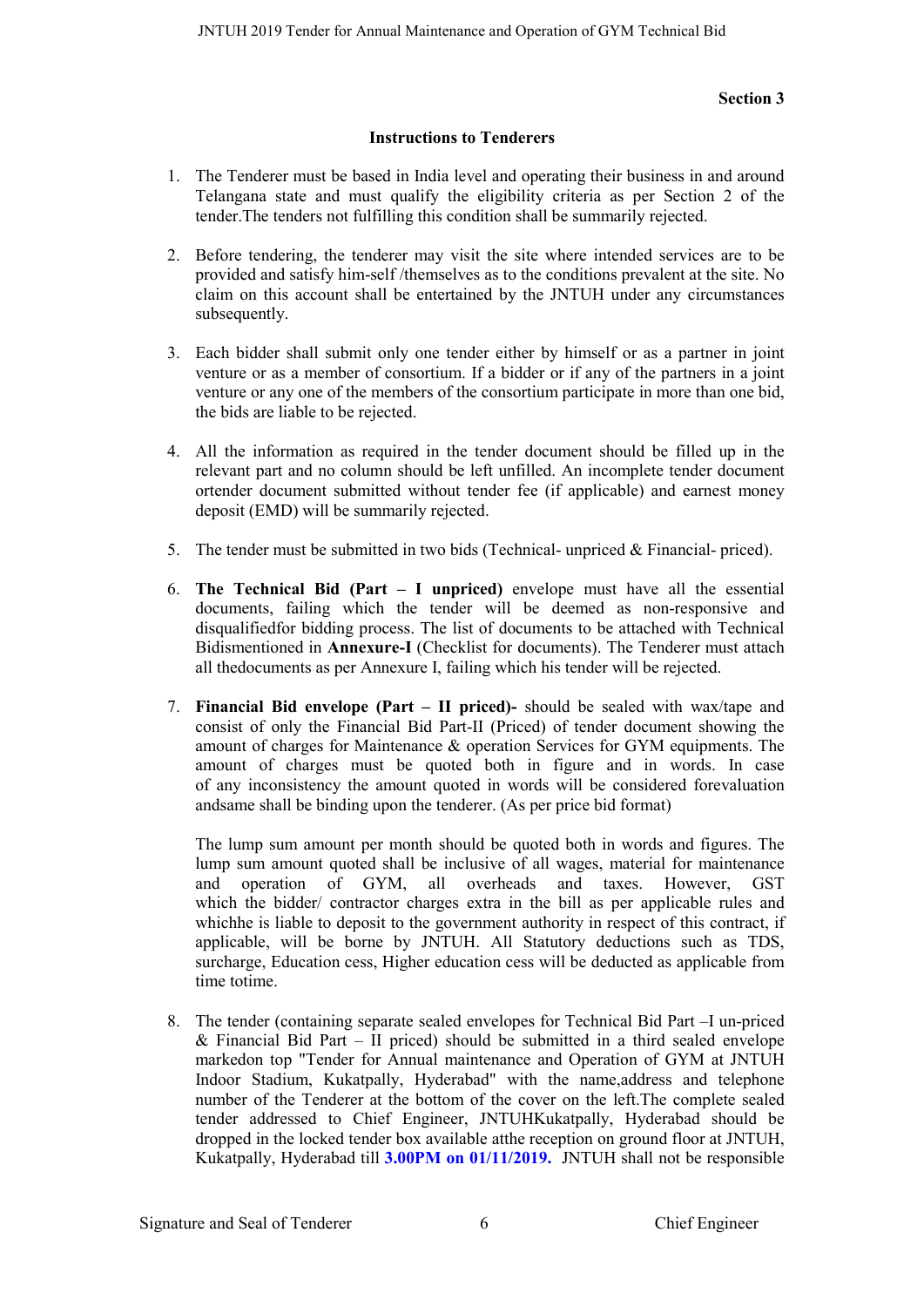**Section 3**

## Instructions to Tenderers

1. The Tenderer must be based in India level and operating their business in and around Telangana state and must qualify the eligibility criteria as per Section 2 of the tender.The tenders not fulfilling this condition shall be summarily rejected.

2. Before tendering, the tenderer may visit the site where intended services are to be provided and satisfy him-self /themselves as to the conditions prevalent at the site. No claim on this account shall be entertained by the JNTUH under any circumstances subsequently.

3. Each bidder shall submit only one tender either by himself or as a partner in joint venture or as a member of consortium. If a bidder or if any of the partners in a joint venture or any one of the members of the consortium participate in more than one bid, the bids are liable to be rejected.

4. All the information as required in the tender document should be filled up in the relevant part and no column should be left unfilled. An incomplete tender document ortender document submitted without tender fee (if applicable) and earnest money deposit (EMD) will be summarily rejected.

5. The tender must be submitted in two bids (Technical- unpriced & Financial- priced).

6. **The Technical Bid (Part – I unpriced)** envelope must have all the essential documents, failing which the tender will be deemed as non-responsive and disqualifiedfor bidding process. The list of documents to be attached with Technical Bidismentioned in **Annexure-I** (Checklist for documents). The Tenderer must attach all thedocuments as per Annexure I, failing which his tender will be rejected.

7. **Financial Bid envelope (Part – II priced)-** should be sealed with wax/tape and consist of only the Financial Bid Part-II (Priced) of tender document showing the amount of charges for Maintenance & operation Services for GYM equipments. The amount of charges must be quoted both in figure and in words. In case of any inconsistency the amount quoted in words will be considered forevaluation andsame shall be binding upon the tenderer. (As per price bid format)

   The lump sum amount per month should be quoted both in words and figures. The lump sum amount quoted shall be inclusive of all wages, material for maintenance and operation of GYM, all overheads and taxes. However, GST which the bidder/ contractor charges extra in the bill as per applicable rules and whichhe is liable to deposit to the government authority in respect of this contract, if applicable, will be borne by JNTUH. All Statutory deductions such as TDS, surcharge, Education cess, Higher education cess will be deducted as applicable from time totime.

8. The tender (containing separate sealed envelopes for Technical Bid Part –I un-priced & Financial Bid Part – II priced) should be submitted in a third sealed envelope markedon top "Tender for Annual maintenance and Operation of GYM at JNTUH Indoor Stadium, Kukatpally, Hyderabad" with the name,address and telephone number of the Tenderer at the bottom of the cover on the left.The complete sealed tender addressed to Chief Engineer, JNTUHKukatpally, Hyderabad should be dropped in the locked tender box available atthe reception on ground floor at JNTUH, Kukatpally, Hyderabad till **3.00PM on 01/11/2019.** JNTUH shall not be responsible

Signature and Seal of Tenderer | Chief Engineer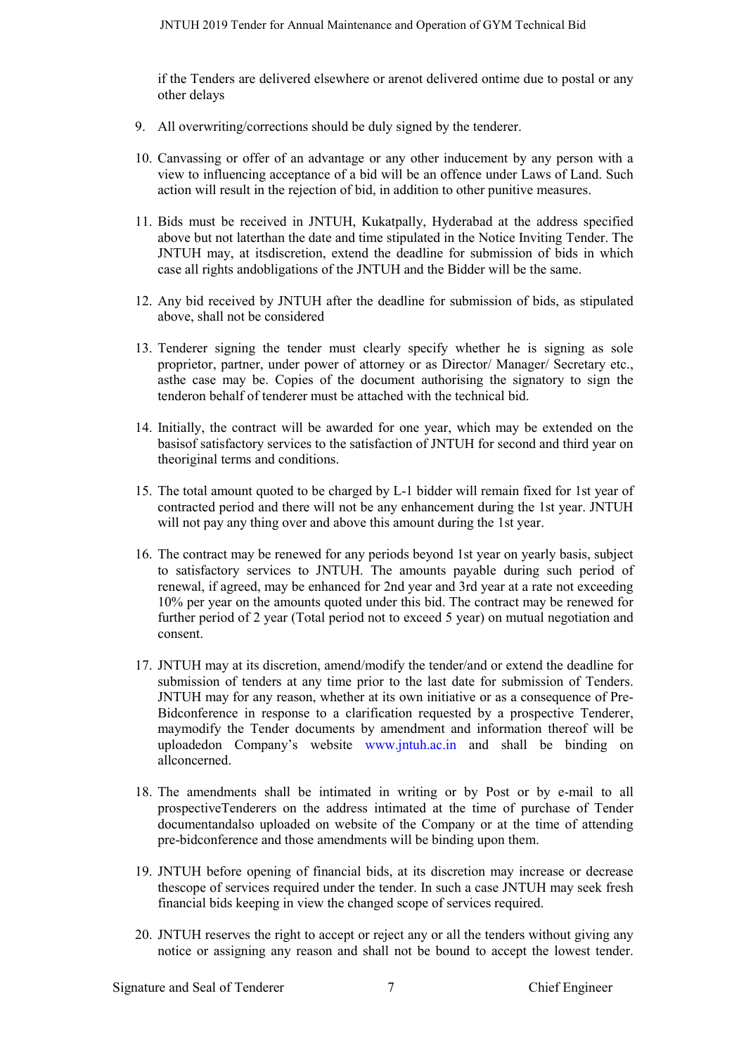if the Tenders are delivered elsewhere or arenot delivered ontime due to postal or any other delays

9. All overwriting/corrections should be duly signed by the tenderer.

10. Canvassing or offer of an advantage or any other inducement by any person with a view to influencing acceptance of a bid will be an offence under Laws of Land. Such action will result in the rejection of bid, in addition to other punitive measures.

11. Bids must be received in JNTUH, Kukatpally, Hyderabad at the address specified above but not laterthan the date and time stipulated in the Notice Inviting Tender. The JNTUH may, at itsdiscretion, extend the deadline for submission of bids in which case all rights andobligations of the JNTUH and the Bidder will be the same.

12. Any bid received by JNTUH after the deadline for submission of bids, as stipulated above, shall not be considered

13. Tenderer signing the tender must clearly specify whether he is signing as sole proprietor, partner, under power of attorney or as Director/ Manager/ Secretary etc., asthe case may be. Copies of the document authorising the signatory to sign the tenderon behalf of tenderer must be attached with the technical bid.

14. Initially, the contract will be awarded for one year, which may be extended on the basisof satisfactory services to the satisfaction of JNTUH for second and third year on theoriginal terms and conditions.

15. The total amount quoted to be charged by L-1 bidder will remain fixed for 1st year of contracted period and there will not be any enhancement during the 1st year. JNTUH will not pay any thing over and above this amount during the 1st year.

16. The contract may be renewed for any periods beyond 1st year on yearly basis, subject to satisfactory services to JNTUH. The amounts payable during such period of renewal, if agreed, may be enhanced for 2nd year and 3rd year at a rate not exceeding 10% per year on the amounts quoted under this bid. The contract may be renewed for further period of 2 year (Total period not to exceed 5 year) on mutual negotiation and consent.

17. JNTUH may at its discretion, amend/modify the tender/and or extend the deadline for submission of tenders at any time prior to the last date for submission of Tenders. JNTUH may for any reason, whether at its own initiative or as a consequence of Pre-Bidconference in response to a clarification requested by a prospective Tenderer, maymodify the Tender documents by amendment and information thereof will be uploadedon Company's website www.jntuh.ac.in and shall be binding on allconcerned.

18. The amendments shall be intimated in writing or by Post or by e-mail to all prospectiveTenderers on the address intimated at the time of purchase of Tender documentandalso uploaded on website of the Company or at the time of attending pre-bidconference and those amendments will be binding upon them.

19. JNTUH before opening of financial bids, at its discretion may increase or decrease thescope of services required under the tender. In such a case JNTUH may seek fresh financial bids keeping in view the changed scope of services required.

20. JNTUH reserves the right to accept or reject any or all the tenders without giving any notice or assigning any reason and shall not be bound to accept the lowest tender.

Signature and Seal of Tenderer | Chief Engineer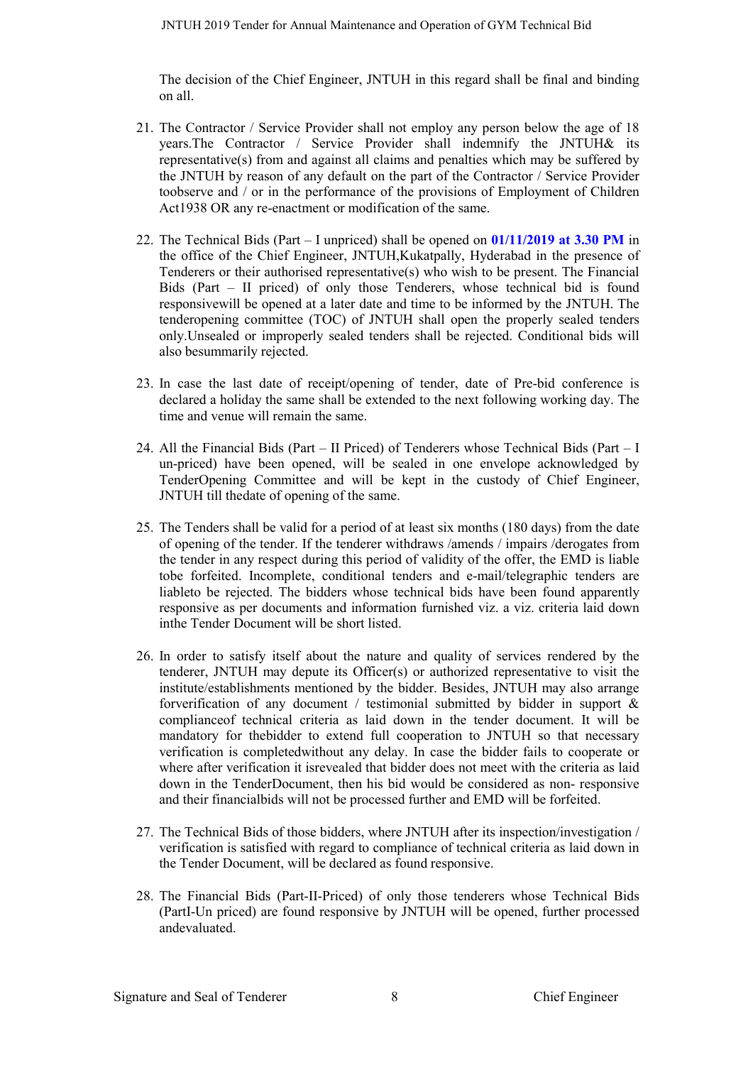The decision of the Chief Engineer, JNTUH in this regard shall be final and binding on all.

21. The Contractor / Service Provider shall not employ any person below the age of 18 years.The Contractor / Service Provider shall indemnify the JNTUH& its representative(s) from and against all claims and penalties which may be suffered by the JNTUH by reason of any default on the part of the Contractor / Service Provider toobserve and / or in the performance of the provisions of Employment of Children Act1938 OR any re-enactment or modification of the same.

22. The Technical Bids (Part – I unpriced) shall be opened on **01/11/2019 at 3.30 PM** in the office of the Chief Engineer, JNTUH,Kukatpally, Hyderabad in the presence of Tenderers or their authorised representative(s) who wish to be present. The Financial Bids (Part – II priced) of only those Tenderers, whose technical bid is found responsivewill be opened at a later date and time to be informed by the JNTUH. The tenderopening committee (TOC) of JNTUH shall open the properly sealed tenders only.Unsealed or improperly sealed tenders shall be rejected. Conditional bids will also besummarily rejected.

23. In case the last date of receipt/opening of tender, date of Pre-bid conference is declared a holiday the same shall be extended to the next following working day. The time and venue will remain the same.

24. All the Financial Bids (Part – II Priced) of Tenderers whose Technical Bids (Part – I un-priced) have been opened, will be sealed in one envelope acknowledged by TenderOpening Committee and will be kept in the custody of Chief Engineer, JNTUH till thedate of opening of the same.

25. The Tenders shall be valid for a period of at least six months (180 days) from the date of opening of the tender. If the tenderer withdraws /amends / impairs /derogates from the tender in any respect during this period of validity of the offer, the EMD is liable tobe forfeited. Incomplete, conditional tenders and e-mail/telegraphic tenders are liableto be rejected. The bidders whose technical bids have been found apparently responsive as per documents and information furnished viz. a viz. criteria laid down inthe Tender Document will be short listed.

26. In order to satisfy itself about the nature and quality of services rendered by the tenderer, JNTUH may depute its Officer(s) or authorized representative to visit the institute/establishments mentioned by the bidder. Besides, JNTUH may also arrange forverification of any document / testimonial submitted by bidder in support & complianceof technical criteria as laid down in the tender document. It will be mandatory for thebidder to extend full cooperation to JNTUH so that necessary verification is completedwithout any delay. In case the bidder fails to cooperate or where after verification it isrevealed that bidder does not meet with the criteria as laid down in the TenderDocument, then his bid would be considered as non- responsive and their financialbids will not be processed further and EMD will be forfeited.

27. The Technical Bids of those bidders, where JNTUH after its inspection/investigation / verification is satisfied with regard to compliance of technical criteria as laid down in the Tender Document, will be declared as found responsive.

28. The Financial Bids (Part-II-Priced) of only those tenderers whose Technical Bids (PartI-Un priced) are found responsive by JNTUH will be opened, further processed andevaluated.

Signature and Seal of Tenderer | Chief Engineer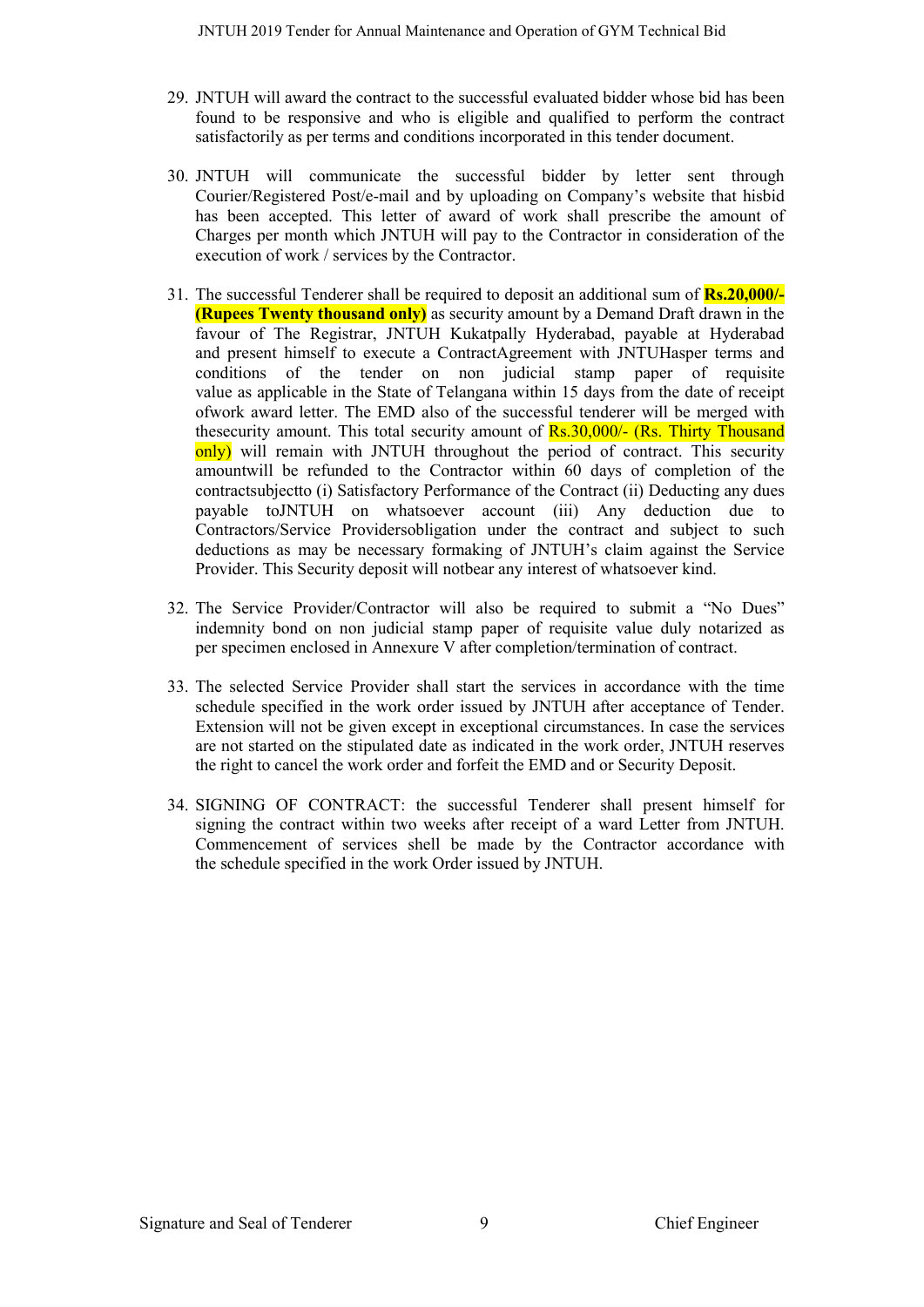29. JNTUH will award the contract to the successful evaluated bidder whose bid has been found to be responsive and who is eligible and qualified to perform the contract satisfactorily as per terms and conditions incorporated in this tender document.

30. JNTUH will communicate the successful bidder by letter sent through Courier/Registered Post/e-mail and by uploading on Company's website that hisbid has been accepted. This letter of award of work shall prescribe the amount of Charges per month which JNTUH will pay to the Contractor in consideration of the execution of work / services by the Contractor.

31. The successful Tenderer shall be required to deposit an additional sum of **Rs.20,000/- (Rupees Twenty thousand only)** as security amount by a Demand Draft drawn in the favour of The Registrar, JNTUH Kukatpally Hyderabad, payable at Hyderabad and present himself to execute a ContractAgreement with JNTUHasper terms and conditions of the tender on non judicial stamp paper of requisite value as applicable in the State of Telangana within 15 days from the date of receipt ofwork award letter. The EMD also of the successful tenderer will be merged with thesecurity amount. This total security amount of Rs.30,000/- (Rs. Thirty Thousand only) will remain with JNTUH throughout the period of contract. This security amountwill be refunded to the Contractor within 60 days of completion of the contractsubjectto (i) Satisfactory Performance of the Contract (ii) Deducting any dues payable toJNTUH on whatsoever account (iii) Any deduction due to Contractors/Service Providersobligation under the contract and subject to such deductions as may be necessary formaking of JNTUH's claim against the Service Provider. This Security deposit will notbear any interest of whatsoever kind.

32. The Service Provider/Contractor will also be required to submit a "No Dues" indemnity bond on non judicial stamp paper of requisite value duly notarized as per specimen enclosed in Annexure V after completion/termination of contract.

33. The selected Service Provider shall start the services in accordance with the time schedule specified in the work order issued by JNTUH after acceptance of Tender. Extension will not be given except in exceptional circumstances. In case the services are not started on the stipulated date as indicated in the work order, JNTUH reserves the right to cancel the work order and forfeit the EMD and or Security Deposit.

34. SIGNING OF CONTRACT: the successful Tenderer shall present himself for signing the contract within two weeks after receipt of a ward Letter from JNTUH. Commencement of services shell be made by the Contractor accordance with the schedule specified in the work Order issued by JNTUH.

Signature and Seal of Tenderer | Chief Engineer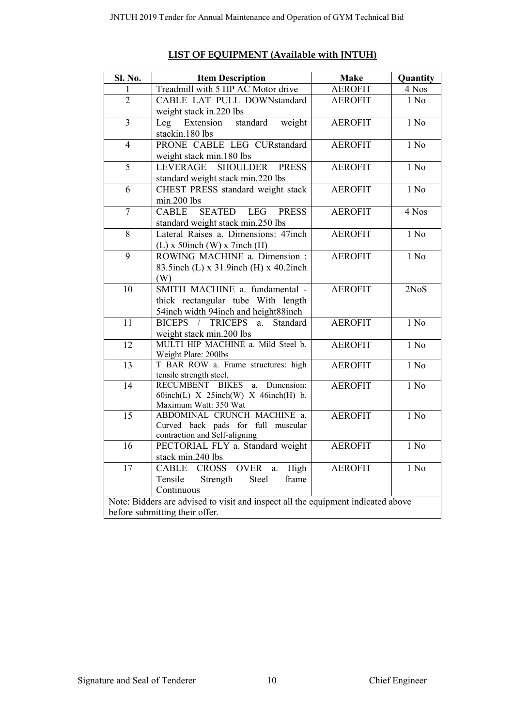## LIST OF EQUIPMENT (Available with JNTUH)

| Sl. No. | Item Description | Make | Quantity |
|---|---|---|---|
| 1 | Treadmill with 5 HP AC Motor drive | AEROFIT | 4 Nos |
| 2 | CABLE LAT PULL DOWNstandard weight stack in.220 lbs | AEROFIT | 1 No |
| 3 | Leg Extension standard weight stackin.180 lbs | AEROFIT | 1 No |
| 4 | PRONE CABLE LEG CURstandard weight stack min.180 lbs | AEROFIT | 1 No |
| 5 | LEVERAGE SHOULDER PRESS standard weight stack min.220 lbs | AEROFIT | 1 No |
| 6 | CHEST PRESS standard weight stack min.200 lbs | AEROFIT | 1 No |
| 7 | CABLE SEATED LEG PRESS standard weight stack min.250 lbs | AEROFIT | 4 Nos |
| 8 | Lateral Raises a. Dimensions: 47inch (L) x 50inch (W) x 7inch (H) | AEROFIT | 1 No |
| 9 | ROWING MACHINE a. Dimension : 83.5inch (L) x 31.9inch (H) x 40.2inch (W) | AEROFIT | 1 No |
| 10 | SMITH MACHINE a. fundamental - thick rectangular tube With length 54inch width 94inch and height88inch | AEROFIT | 2NoS |
| 11 | BICEPS / TRICEPS a. Standard weight stack min.200 lbs | AEROFIT | 1 No |
| 12 | MULTI HIP MACHINE a. Mild Steel b. Weight Plate: 200lbs | AEROFIT | 1 No |
| 13 | T BAR ROW a. Frame structures: high tensile strength steel, | AEROFIT | 1 No |
| 14 | RECUMBENT BIKES a. Dimension: 60inch(L) X 25inch(W) X 46inch(H) b. Maximum Watt: 350 Wat | AEROFIT | 1 No |
| 15 | ABDOMINAL CRUNCH MACHINE a. Curved back pads for full muscular contraction and Self-aligning | AEROFIT | 1 No |
| 16 | PECTORIAL FLY a. Standard weight stack min.240 lbs | AEROFIT | 1 No |
| 17 | CABLE CROSS OVER a. High Tensile Strength Steel frame Continuous | AEROFIT | 1 No |

Note: Bidders are advised to visit and inspect all the equipment indicated above before submitting their offer.

Signature and Seal of Tenderer | Chief Engineer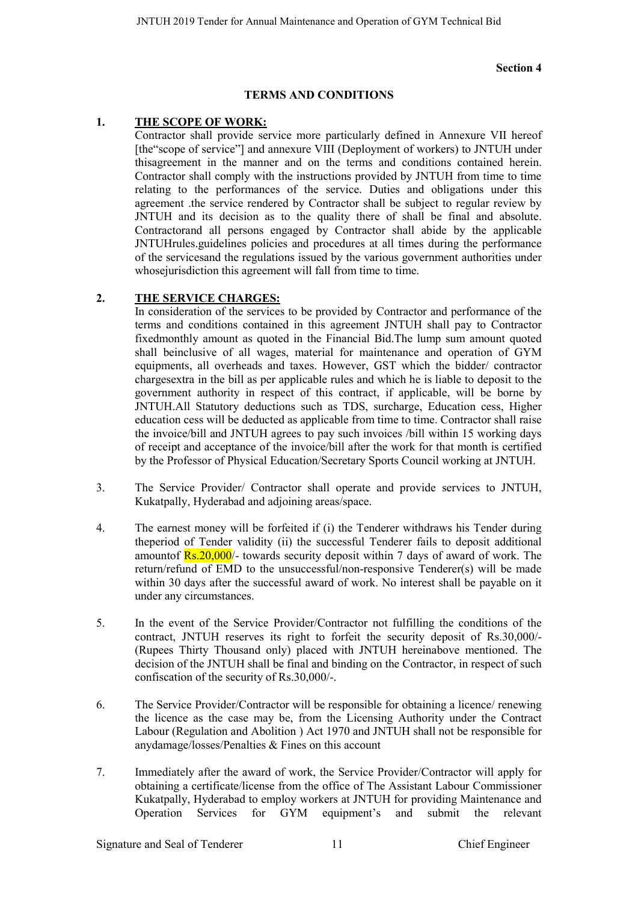**Section 4**

## TERMS AND CONDITIONS

**1. THE SCOPE OF WORK:**

Contractor shall provide service more particularly defined in Annexure VII hereof [the"scope of service"] and annexure VIII (Deployment of workers) to JNTUH under thisagreement in the manner and on the terms and conditions contained herein. Contractor shall comply with the instructions provided by JNTUH from time to time relating to the performances of the service. Duties and obligations under this agreement .the service rendered by Contractor shall be subject to regular review by JNTUH and its decision as to the quality there of shall be final and absolute. Contractorand all persons engaged by Contractor shall abide by the applicable JNTUHrules.guidelines policies and procedures at all times during the performance of the servicesand the regulations issued by the various government authorities under whosejurisdiction this agreement will fall from time to time.

**2. THE SERVICE CHARGES:**

In consideration of the services to be provided by Contractor and performance of the terms and conditions contained in this agreement JNTUH shall pay to Contractor fixedmonthly amount as quoted in the Financial Bid.The lump sum amount quoted shall beinclusive of all wages, material for maintenance and operation of GYM equipments, all overheads and taxes. However, GST which the bidder/ contractor chargesextra in the bill as per applicable rules and which he is liable to deposit to the government authority in respect of this contract, if applicable, will be borne by JNTUH.All Statutory deductions such as TDS, surcharge, Education cess, Higher education cess will be deducted as applicable from time to time. Contractor shall raise the invoice/bill and JNTUH agrees to pay such invoices /bill within 15 working days of receipt and acceptance of the invoice/bill after the work for that month is certified by the Professor of Physical Education/Secretary Sports Council working at JNTUH.

3. The Service Provider/ Contractor shall operate and provide services to JNTUH, Kukatpally, Hyderabad and adjoining areas/space.

4. The earnest money will be forfeited if (i) the Tenderer withdraws his Tender during theperiod of Tender validity (ii) the successful Tenderer fails to deposit additional amountof Rs.20,000/- towards security deposit within 7 days of award of work. The return/refund of EMD to the unsuccessful/non-responsive Tenderer(s) will be made within 30 days after the successful award of work. No interest shall be payable on it under any circumstances.

5. In the event of the Service Provider/Contractor not fulfilling the conditions of the contract, JNTUH reserves its right to forfeit the security deposit of Rs.30,000/- (Rupees Thirty Thousand only) placed with JNTUH hereinabove mentioned. The decision of the JNTUH shall be final and binding on the Contractor, in respect of such confiscation of the security of Rs.30,000/-.

6. The Service Provider/Contractor will be responsible for obtaining a licence/ renewing the licence as the case may be, from the Licensing Authority under the Contract Labour (Regulation and Abolition ) Act 1970 and JNTUH shall not be responsible for anydamage/losses/Penalties & Fines on this account

7. Immediately after the award of work, the Service Provider/Contractor will apply for obtaining a certificate/license from the office of The Assistant Labour Commissioner Kukatpally, Hyderabad to employ workers at JNTUH for providing Maintenance and Operation Services for GYM equipment's and submit the relevant

Signature and Seal of Tenderer Chief Engineer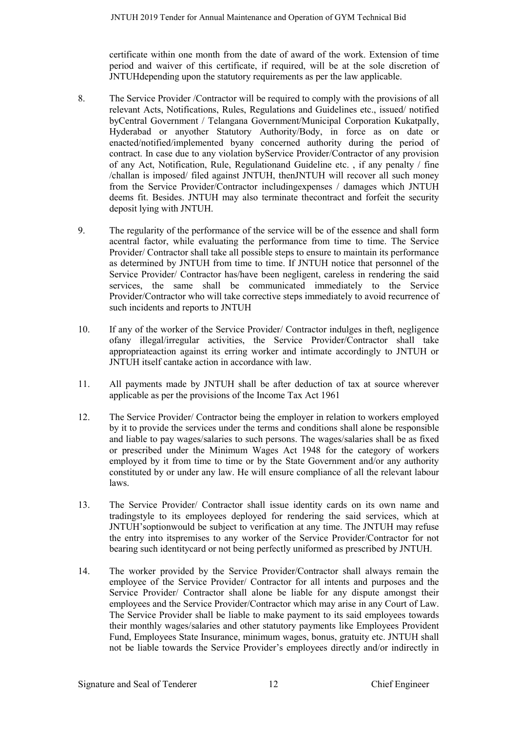certificate within one month from the date of award of the work. Extension of time period and waiver of this certificate, if required, will be at the sole discretion of JNTUHdepending upon the statutory requirements as per the law applicable.

8. The Service Provider /Contractor will be required to comply with the provisions of all relevant Acts, Notifications, Rules, Regulations and Guidelines etc., issued/ notified byCentral Government / Telangana Government/Municipal Corporation Kukatpally, Hyderabad or anyother Statutory Authority/Body, in force as on date or enacted/notified/implemented byany concerned authority during the period of contract. In case due to any violation byService Provider/Contractor of any provision of any Act, Notification, Rule, Regulationand Guideline etc. , if any penalty / fine /challan is imposed/ filed against JNTUH, thenJNTUH will recover all such money from the Service Provider/Contractor includingexpenses / damages which JNTUH deems fit. Besides. JNTUH may also terminate thecontract and forfeit the security deposit lying with JNTUH.

9. The regularity of the performance of the service will be of the essence and shall form acentral factor, while evaluating the performance from time to time. The Service Provider/ Contractor shall take all possible steps to ensure to maintain its performance as determined by JNTUH from time to time. If JNTUH notice that personnel of the Service Provider/ Contractor has/have been negligent, careless in rendering the said services, the same shall be communicated immediately to the Service Provider/Contractor who will take corrective steps immediately to avoid recurrence of such incidents and reports to JNTUH

10. If any of the worker of the Service Provider/ Contractor indulges in theft, negligence ofany illegal/irregular activities, the Service Provider/Contractor shall take appropriateaction against its erring worker and intimate accordingly to JNTUH or JNTUH itself cantake action in accordance with law.

11. All payments made by JNTUH shall be after deduction of tax at source wherever applicable as per the provisions of the Income Tax Act 1961

12. The Service Provider/ Contractor being the employer in relation to workers employed by it to provide the services under the terms and conditions shall alone be responsible and liable to pay wages/salaries to such persons. The wages/salaries shall be as fixed or prescribed under the Minimum Wages Act 1948 for the category of workers employed by it from time to time or by the State Government and/or any authority constituted by or under any law. He will ensure compliance of all the relevant labour laws.

13. The Service Provider/ Contractor shall issue identity cards on its own name and tradingstyle to its employees deployed for rendering the said services, which at JNTUH'soptionwould be subject to verification at any time. The JNTUH may refuse the entry into itspremises to any worker of the Service Provider/Contractor for not bearing such identitycard or not being perfectly uniformed as prescribed by JNTUH.

14. The worker provided by the Service Provider/Contractor shall always remain the employee of the Service Provider/ Contractor for all intents and purposes and the Service Provider/ Contractor shall alone be liable for any dispute amongst their employees and the Service Provider/Contractor which may arise in any Court of Law. The Service Provider shall be liable to make payment to its said employees towards their monthly wages/salaries and other statutory payments like Employees Provident Fund, Employees State Insurance, minimum wages, bonus, gratuity etc. JNTUH shall not be liable towards the Service Provider's employees directly and/or indirectly in

Signature and Seal of Tenderer | Chief Engineer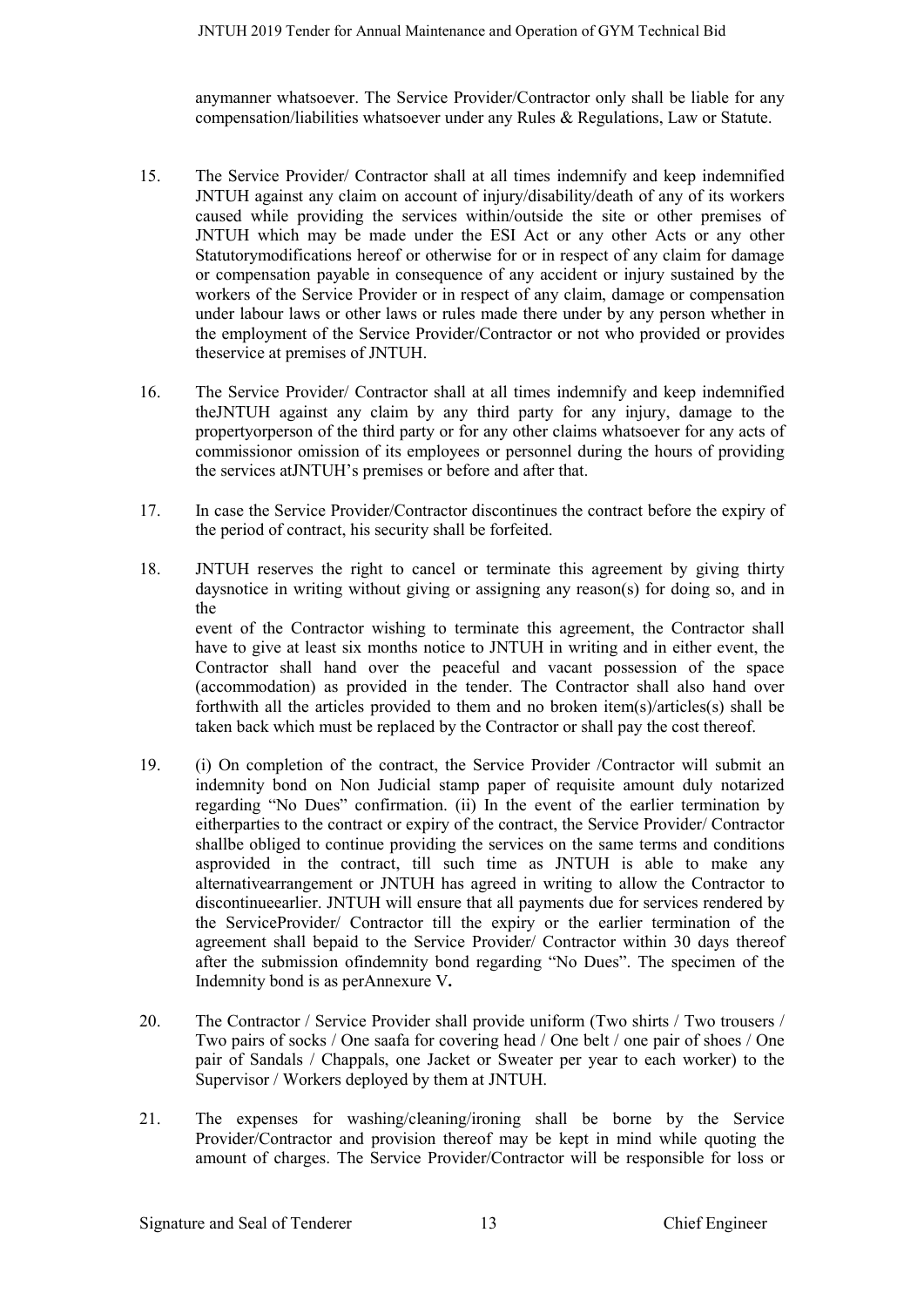anymanner whatsoever. The Service Provider/Contractor only shall be liable for any compensation/liabilities whatsoever under any Rules & Regulations, Law or Statute.

15. The Service Provider/ Contractor shall at all times indemnify and keep indemnified JNTUH against any claim on account of injury/disability/death of any of its workers caused while providing the services within/outside the site or other premises of JNTUH which may be made under the ESI Act or any other Acts or any other Statutorymodifications hereof or otherwise for or in respect of any claim for damage or compensation payable in consequence of any accident or injury sustained by the workers of the Service Provider or in respect of any claim, damage or compensation under labour laws or other laws or rules made there under by any person whether in the employment of the Service Provider/Contractor or not who provided or provides theservice at premises of JNTUH.

16. The Service Provider/ Contractor shall at all times indemnify and keep indemnified theJNTUH against any claim by any third party for any injury, damage to the propertyorperson of the third party or for any other claims whatsoever for any acts of commissionor omission of its employees or personnel during the hours of providing the services atJNTUH's premises or before and after that.

17. In case the Service Provider/Contractor discontinues the contract before the expiry of the period of contract, his security shall be forfeited.

18. JNTUH reserves the right to cancel or terminate this agreement by giving thirty daysnotice in writing without giving or assigning any reason(s) for doing so, and in the
event of the Contractor wishing to terminate this agreement, the Contractor shall have to give at least six months notice to JNTUH in writing and in either event, the Contractor shall hand over the peaceful and vacant possession of the space (accommodation) as provided in the tender. The Contractor shall also hand over forthwith all the articles provided to them and no broken item(s)/articles(s) shall be taken back which must be replaced by the Contractor or shall pay the cost thereof.

19. (i) On completion of the contract, the Service Provider /Contractor will submit an indemnity bond on Non Judicial stamp paper of requisite amount duly notarized regarding "No Dues" confirmation. (ii) In the event of the earlier termination by eitherparties to the contract or expiry of the contract, the Service Provider/ Contractor shallbe obliged to continue providing the services on the same terms and conditions asprovided in the contract, till such time as JNTUH is able to make any alternativearrangement or JNTUH has agreed in writing to allow the Contractor to discontinueearlier. JNTUH will ensure that all payments due for services rendered by the ServiceProvider/ Contractor till the expiry or the earlier termination of the agreement shall bepaid to the Service Provider/ Contractor within 30 days thereof after the submission ofindemnity bond regarding "No Dues". The specimen of the Indemnity bond is as perAnnexure V**.**

20. The Contractor / Service Provider shall provide uniform (Two shirts / Two trousers / Two pairs of socks / One saafa for covering head / One belt / one pair of shoes / One pair of Sandals / Chappals, one Jacket or Sweater per year to each worker) to the Supervisor / Workers deployed by them at JNTUH.

21. The expenses for washing/cleaning/ironing shall be borne by the Service Provider/Contractor and provision thereof may be kept in mind while quoting the amount of charges. The Service Provider/Contractor will be responsible for loss or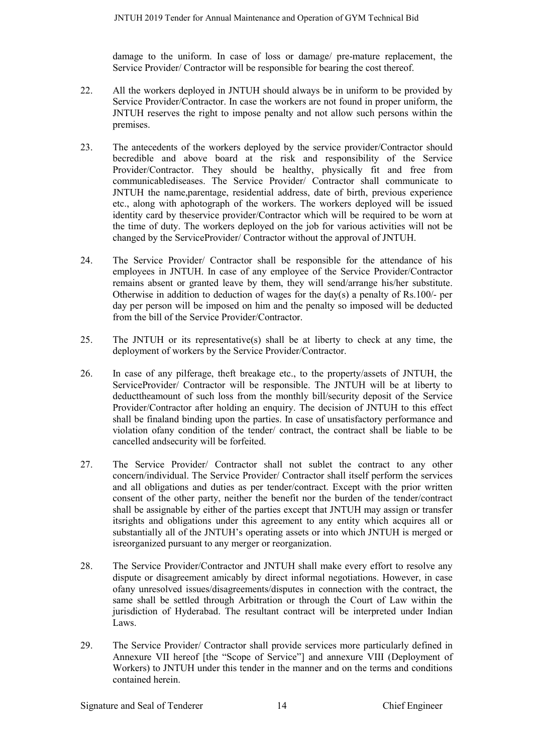damage to the uniform. In case of loss or damage/ pre-mature replacement, the Service Provider/ Contractor will be responsible for bearing the cost thereof.

22. All the workers deployed in JNTUH should always be in uniform to be provided by Service Provider/Contractor. In case the workers are not found in proper uniform, the JNTUH reserves the right to impose penalty and not allow such persons within the premises.

23. The antecedents of the workers deployed by the service provider/Contractor should becredible and above board at the risk and responsibility of the Service Provider/Contractor. They should be healthy, physically fit and free from communicablediseases. The Service Provider/ Contractor shall communicate to JNTUH the name,parentage, residential address, date of birth, previous experience etc., along with aphotograph of the workers. The workers deployed will be issued identity card by theservice provider/Contractor which will be required to be worn at the time of duty. The workers deployed on the job for various activities will not be changed by the ServiceProvider/ Contractor without the approval of JNTUH.

24. The Service Provider/ Contractor shall be responsible for the attendance of his employees in JNTUH. In case of any employee of the Service Provider/Contractor remains absent or granted leave by them, they will send/arrange his/her substitute. Otherwise in addition to deduction of wages for the day(s) a penalty of Rs.100/- per day per person will be imposed on him and the penalty so imposed will be deducted from the bill of the Service Provider/Contractor.

25. The JNTUH or its representative(s) shall be at liberty to check at any time, the deployment of workers by the Service Provider/Contractor.

26. In case of any pilferage, theft breakage etc., to the property/assets of JNTUH, the ServiceProvider/ Contractor will be responsible. The JNTUH will be at liberty to deducttheamount of such loss from the monthly bill/security deposit of the Service Provider/Contractor after holding an enquiry. The decision of JNTUH to this effect shall be finaland binding upon the parties. In case of unsatisfactory performance and violation ofany condition of the tender/ contract, the contract shall be liable to be cancelled andsecurity will be forfeited.

27. The Service Provider/ Contractor shall not sublet the contract to any other concern/individual. The Service Provider/ Contractor shall itself perform the services and all obligations and duties as per tender/contract. Except with the prior written consent of the other party, neither the benefit nor the burden of the tender/contract shall be assignable by either of the parties except that JNTUH may assign or transfer itsrights and obligations under this agreement to any entity which acquires all or substantially all of the JNTUH's operating assets or into which JNTUH is merged or isreorganized pursuant to any merger or reorganization.

28. The Service Provider/Contractor and JNTUH shall make every effort to resolve any dispute or disagreement amicably by direct informal negotiations. However, in case ofany unresolved issues/disagreements/disputes in connection with the contract, the same shall be settled through Arbitration or through the Court of Law within the jurisdiction of Hyderabad. The resultant contract will be interpreted under Indian Laws.

29. The Service Provider/ Contractor shall provide services more particularly defined in Annexure VII hereof [the "Scope of Service"] and annexure VIII (Deployment of Workers) to JNTUH under this tender in the manner and on the terms and conditions contained herein.

Signature and Seal of Tenderer Chief Engineer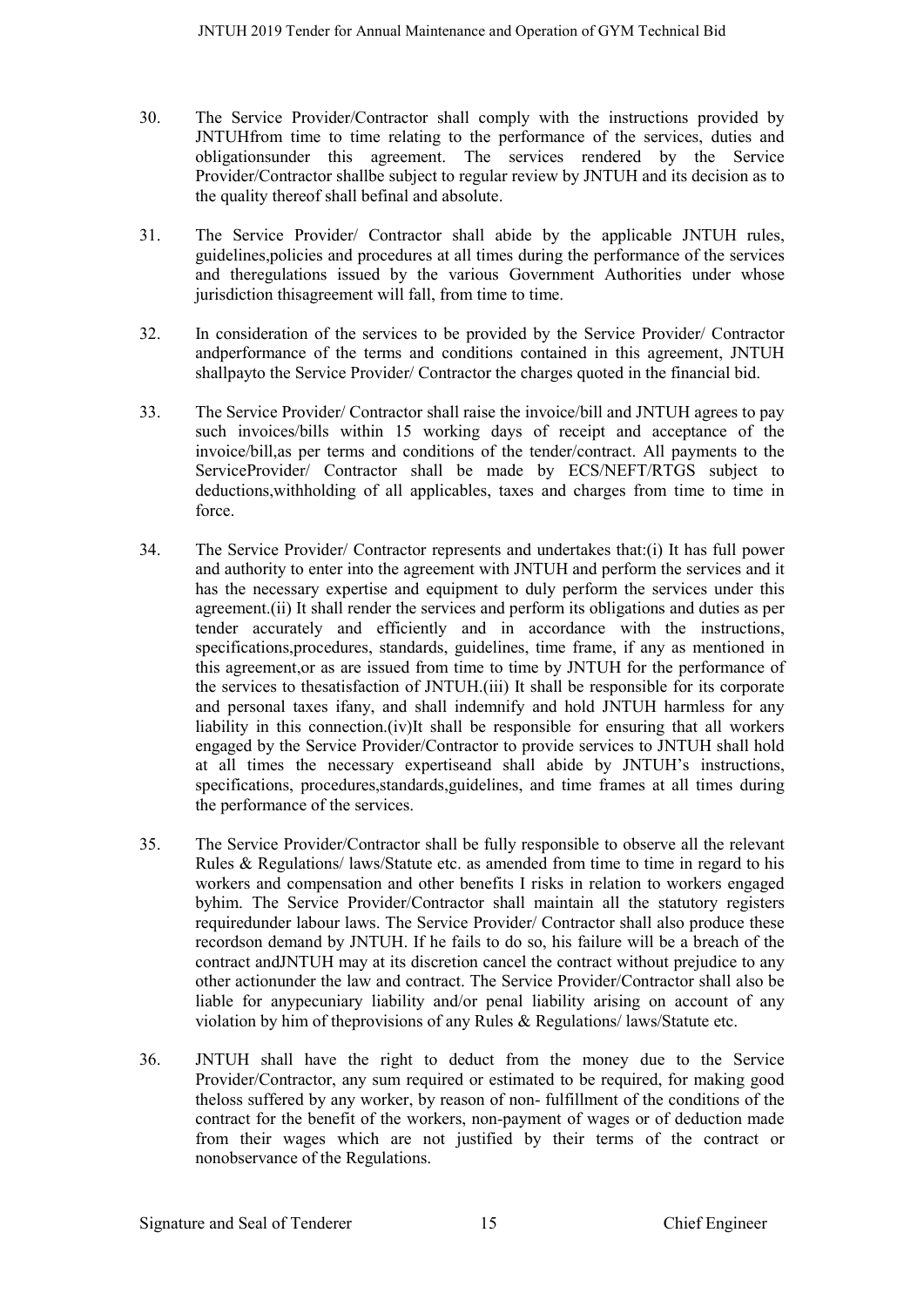30. The Service Provider/Contractor shall comply with the instructions provided by JNTUHfrom time to time relating to the performance of the services, duties and obligationsunder this agreement. The services rendered by the Service Provider/Contractor shallbe subject to regular review by JNTUH and its decision as to the quality thereof shall befinal and absolute.

31. The Service Provider/ Contractor shall abide by the applicable JNTUH rules, guidelines,policies and procedures at all times during the performance of the services and theregulations issued by the various Government Authorities under whose jurisdiction thisagreement will fall, from time to time.

32. In consideration of the services to be provided by the Service Provider/ Contractor andperformance of the terms and conditions contained in this agreement, JNTUH shallpayto the Service Provider/ Contractor the charges quoted in the financial bid.

33. The Service Provider/ Contractor shall raise the invoice/bill and JNTUH agrees to pay such invoices/bills within 15 working days of receipt and acceptance of the invoice/bill,as per terms and conditions of the tender/contract. All payments to the ServiceProvider/ Contractor shall be made by ECS/NEFT/RTGS subject to deductions,withholding of all applicables, taxes and charges from time to time in force.

34. The Service Provider/ Contractor represents and undertakes that:(i) It has full power and authority to enter into the agreement with JNTUH and perform the services and it has the necessary expertise and equipment to duly perform the services under this agreement.(ii) It shall render the services and perform its obligations and duties as per tender accurately and efficiently and in accordance with the instructions, specifications,procedures, standards, guidelines, time frame, if any as mentioned in this agreement,or as are issued from time to time by JNTUH for the performance of the services to thesatisfaction of JNTUH.(iii) It shall be responsible for its corporate and personal taxes ifany, and shall indemnify and hold JNTUH harmless for any liability in this connection.(iv)It shall be responsible for ensuring that all workers engaged by the Service Provider/Contractor to provide services to JNTUH shall hold at all times the necessary expertiseand shall abide by JNTUH's instructions, specifications, procedures,standards,guidelines, and time frames at all times during the performance of the services.

35. The Service Provider/Contractor shall be fully responsible to observe all the relevant Rules & Regulations/ laws/Statute etc. as amended from time to time in regard to his workers and compensation and other benefits I risks in relation to workers engaged byhim. The Service Provider/Contractor shall maintain all the statutory registers requiredunder labour laws. The Service Provider/ Contractor shall also produce these recordson demand by JNTUH. If he fails to do so, his failure will be a breach of the contract andJNTUH may at its discretion cancel the contract without prejudice to any other actionunder the law and contract. The Service Provider/Contractor shall also be liable for anypecuniary liability and/or penal liability arising on account of any violation by him of theprovisions of any Rules & Regulations/ laws/Statute etc.

36. JNTUH shall have the right to deduct from the money due to the Service Provider/Contractor, any sum required or estimated to be required, for making good theloss suffered by any worker, by reason of non- fulfillment of the conditions of the contract for the benefit of the workers, non-payment of wages or of deduction made from their wages which are not justified by their terms of the contract or nonobservance of the Regulations.

Signature and Seal of Tenderer Chief Engineer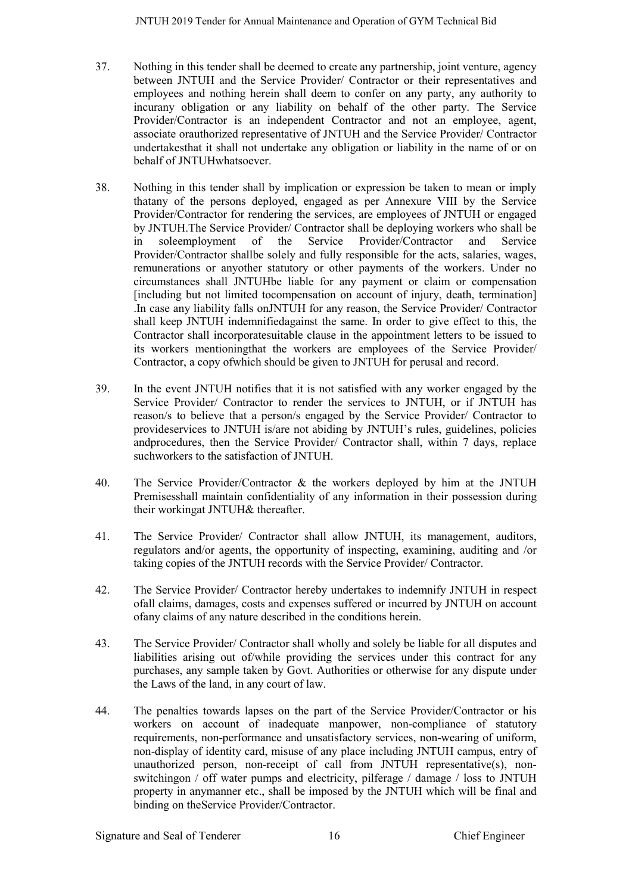37. Nothing in this tender shall be deemed to create any partnership, joint venture, agency between JNTUH and the Service Provider/ Contractor or their representatives and employees and nothing herein shall deem to confer on any party, any authority to incurany obligation or any liability on behalf of the other party. The Service Provider/Contractor is an independent Contractor and not an employee, agent, associate orauthorized representative of JNTUH and the Service Provider/ Contractor undertakesthat it shall not undertake any obligation or liability in the name of or on behalf of JNTUHwhatsoever.

38. Nothing in this tender shall by implication or expression be taken to mean or imply thatany of the persons deployed, engaged as per Annexure VIII by the Service Provider/Contractor for rendering the services, are employees of JNTUH or engaged by JNTUH.The Service Provider/ Contractor shall be deploying workers who shall be in soleemployment of the Service Provider/Contractor and Service Provider/Contractor shallbe solely and fully responsible for the acts, salaries, wages, remunerations or anyother statutory or other payments of the workers. Under no circumstances shall JNTUHbe liable for any payment or claim or compensation [including but not limited tocompensation on account of injury, death, termination] .In case any liability falls onJNTUH for any reason, the Service Provider/ Contractor shall keep JNTUH indemnifiedagainst the same. In order to give effect to this, the Contractor shall incorporatesuitable clause in the appointment letters to be issued to its workers mentioningthat the workers are employees of the Service Provider/ Contractor, a copy ofwhich should be given to JNTUH for perusal and record.

39. In the event JNTUH notifies that it is not satisfied with any worker engaged by the Service Provider/ Contractor to render the services to JNTUH, or if JNTUH has reason/s to believe that a person/s engaged by the Service Provider/ Contractor to provideservices to JNTUH is/are not abiding by JNTUH's rules, guidelines, policies andprocedures, then the Service Provider/ Contractor shall, within 7 days, replace suchworkers to the satisfaction of JNTUH.

40. The Service Provider/Contractor & the workers deployed by him at the JNTUH Premisesshall maintain confidentiality of any information in their possession during their workingat JNTUH& thereafter.

41. The Service Provider/ Contractor shall allow JNTUH, its management, auditors, regulators and/or agents, the opportunity of inspecting, examining, auditing and /or taking copies of the JNTUH records with the Service Provider/ Contractor.

42. The Service Provider/ Contractor hereby undertakes to indemnify JNTUH in respect ofall claims, damages, costs and expenses suffered or incurred by JNTUH on account ofany claims of any nature described in the conditions herein.

43. The Service Provider/ Contractor shall wholly and solely be liable for all disputes and liabilities arising out of/while providing the services under this contract for any purchases, any sample taken by Govt. Authorities or otherwise for any dispute under the Laws of the land, in any court of law.

44. The penalties towards lapses on the part of the Service Provider/Contractor or his workers on account of inadequate manpower, non-compliance of statutory requirements, non-performance and unsatisfactory services, non-wearing of uniform, non-display of identity card, misuse of any place including JNTUH campus, entry of unauthorized person, non-receipt of call from JNTUH representative(s), non-switchingon / off water pumps and electricity, pilferage / damage / loss to JNTUH property in anymanner etc., shall be imposed by the JNTUH which will be final and binding on theService Provider/Contractor.

Signature and Seal of Tenderer Chief Engineer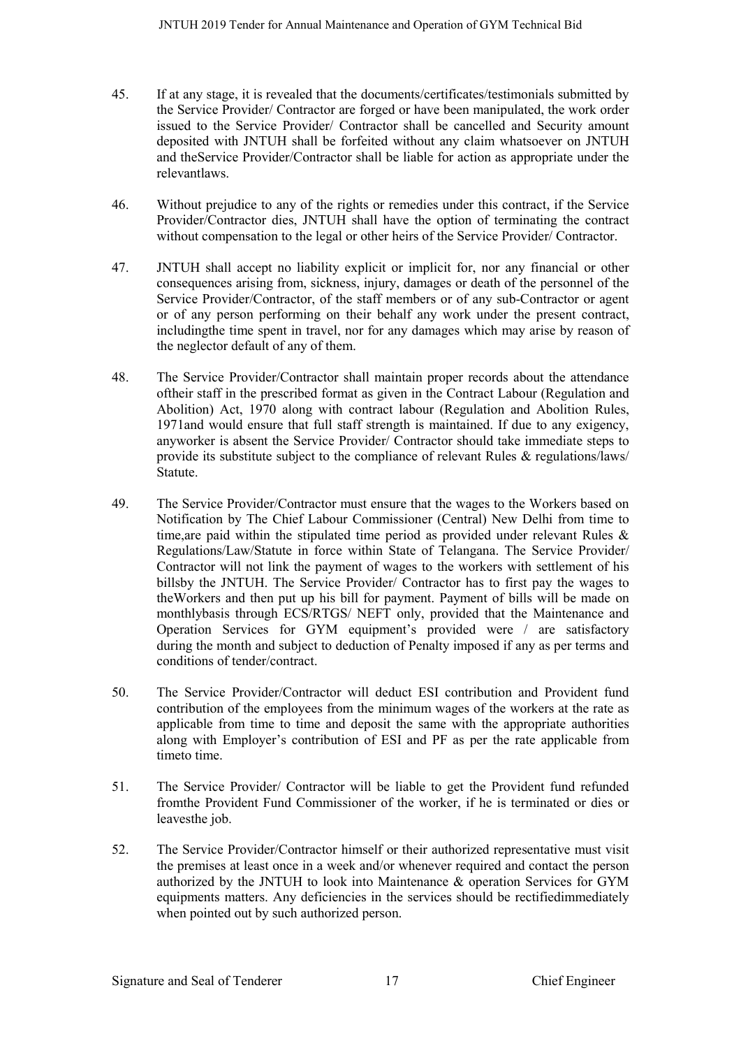45. If at any stage, it is revealed that the documents/certificates/testimonials submitted by the Service Provider/ Contractor are forged or have been manipulated, the work order issued to the Service Provider/ Contractor shall be cancelled and Security amount deposited with JNTUH shall be forfeited without any claim whatsoever on JNTUH and theService Provider/Contractor shall be liable for action as appropriate under the relevantlaws.

46. Without prejudice to any of the rights or remedies under this contract, if the Service Provider/Contractor dies, JNTUH shall have the option of terminating the contract without compensation to the legal or other heirs of the Service Provider/ Contractor.

47. JNTUH shall accept no liability explicit or implicit for, nor any financial or other consequences arising from, sickness, injury, damages or death of the personnel of the Service Provider/Contractor, of the staff members or of any sub-Contractor or agent or of any person performing on their behalf any work under the present contract, includingthe time spent in travel, nor for any damages which may arise by reason of the neglector default of any of them.

48. The Service Provider/Contractor shall maintain proper records about the attendance oftheir staff in the prescribed format as given in the Contract Labour (Regulation and Abolition) Act, 1970 along with contract labour (Regulation and Abolition Rules, 1971and would ensure that full staff strength is maintained. If due to any exigency, anyworker is absent the Service Provider/ Contractor should take immediate steps to provide its substitute subject to the compliance of relevant Rules & regulations/laws/ Statute.

49. The Service Provider/Contractor must ensure that the wages to the Workers based on Notification by The Chief Labour Commissioner (Central) New Delhi from time to time,are paid within the stipulated time period as provided under relevant Rules & Regulations/Law/Statute in force within State of Telangana. The Service Provider/ Contractor will not link the payment of wages to the workers with settlement of his billsby the JNTUH. The Service Provider/ Contractor has to first pay the wages to theWorkers and then put up his bill for payment. Payment of bills will be made on monthlybasis through ECS/RTGS/ NEFT only, provided that the Maintenance and Operation Services for GYM equipment's provided were / are satisfactory during the month and subject to deduction of Penalty imposed if any as per terms and conditions of tender/contract.

50. The Service Provider/Contractor will deduct ESI contribution and Provident fund contribution of the employees from the minimum wages of the workers at the rate as applicable from time to time and deposit the same with the appropriate authorities along with Employer's contribution of ESI and PF as per the rate applicable from timeto time.

51. The Service Provider/ Contractor will be liable to get the Provident fund refunded fromthe Provident Fund Commissioner of the worker, if he is terminated or dies or leavesthe job.

52. The Service Provider/Contractor himself or their authorized representative must visit the premises at least once in a week and/or whenever required and contact the person authorized by the JNTUH to look into Maintenance & operation Services for GYM equipments matters. Any deficiencies in the services should be rectifiedimmediately when pointed out by such authorized person.

Signature and Seal of Tenderer Chief Engineer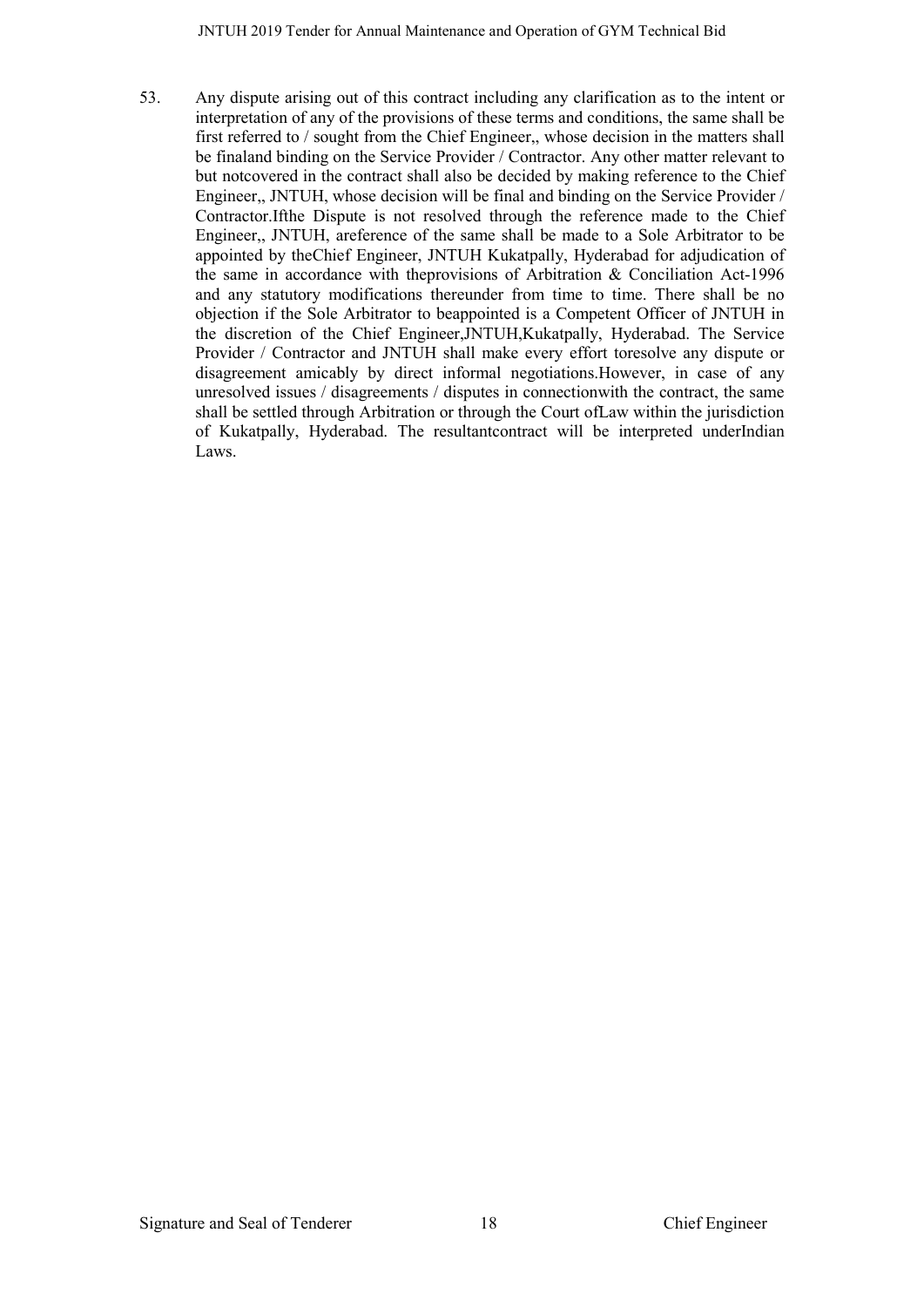53. Any dispute arising out of this contract including any clarification as to the intent or interpretation of any of the provisions of these terms and conditions, the same shall be first referred to / sought from the Chief Engineer,, whose decision in the matters shall be finaland binding on the Service Provider / Contractor. Any other matter relevant to but notcovered in the contract shall also be decided by making reference to the Chief Engineer,, JNTUH, whose decision will be final and binding on the Service Provider / Contractor.Ifthe Dispute is not resolved through the reference made to the Chief Engineer,, JNTUH, areference of the same shall be made to a Sole Arbitrator to be appointed by theChief Engineer, JNTUH Kukatpally, Hyderabad for adjudication of the same in accordance with theprovisions of Arbitration & Conciliation Act-1996 and any statutory modifications thereunder from time to time. There shall be no objection if the Sole Arbitrator to beappointed is a Competent Officer of JNTUH in the discretion of the Chief Engineer,JNTUH,Kukatpally, Hyderabad. The Service Provider / Contractor and JNTUH shall make every effort toresolve any dispute or disagreement amicably by direct informal negotiations.However, in case of any unresolved issues / disagreements / disputes in connectionwith the contract, the same shall be settled through Arbitration or through the Court ofLaw within the jurisdiction of Kukatpally, Hyderabad. The resultantcontract will be interpreted underIndian Laws.

Signature and Seal of Tenderer

Chief Engineer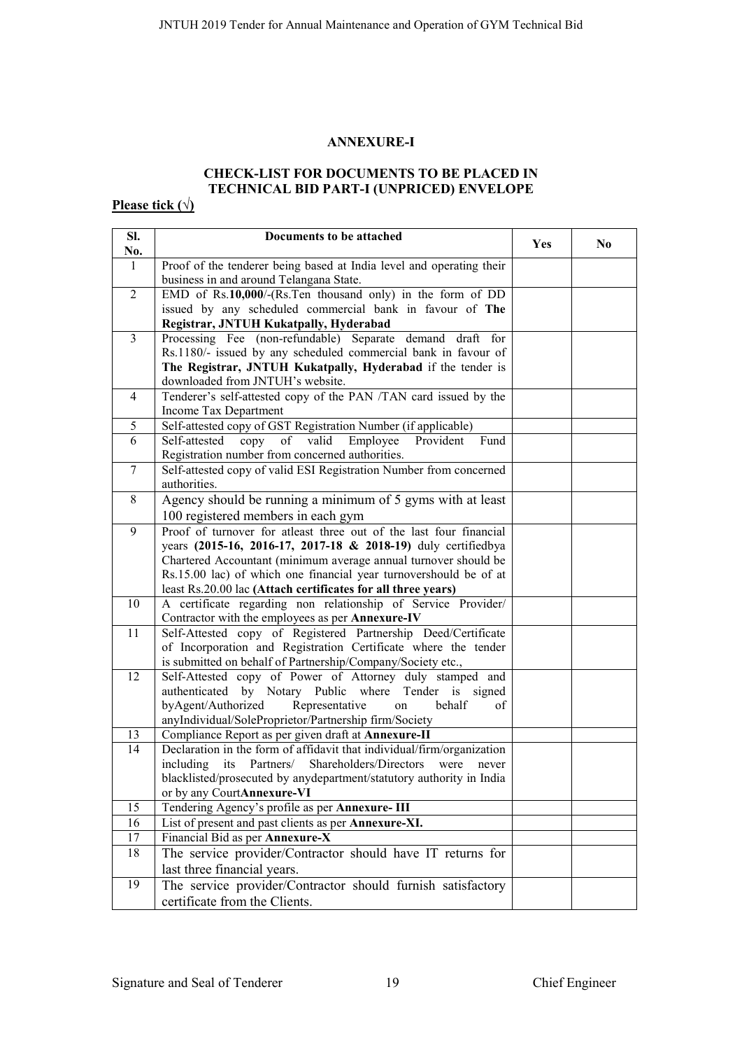## ANNEXURE-I

### CHECK-LIST FOR DOCUMENTS TO BE PLACED IN TECHNICAL BID PART-I (UNPRICED) ENVELOPE

**Please tick (√)**

| Sl. No. | Documents to be attached | Yes | No |
|---|---|---|---|
| 1 | Proof of the tenderer being based at India level and operating their business in and around Telangana State. | | |
| 2 | EMD of Rs.**10,000**/-(Rs.Ten thousand only) in the form of DD issued by any scheduled commercial bank in favour of **The Registrar, JNTUH Kukatpally, Hyderabad** | | |
| 3 | Processing Fee (non-refundable) Separate demand draft for Rs.1180/- issued by any scheduled commercial bank in favour of **The Registrar, JNTUH Kukatpally, Hyderabad** if the tender is downloaded from JNTUH's website. | | |
| 4 | Tenderer's self-attested copy of the PAN /TAN card issued by the Income Tax Department | | |
| 5 | Self-attested copy of GST Registration Number (if applicable) | | |
| 6 | Self-attested copy of valid Employee Provident Fund Registration number from concerned authorities. | | |
| 7 | Self-attested copy of valid ESI Registration Number from concerned authorities. | | |
| 8 | Agency should be running a minimum of 5 gyms with at least 100 registered members in each gym | | |
| 9 | Proof of turnover for atleast three out of the last four financial years **(2015-16, 2016-17, 2017-18 & 2018-19)** duly certifiedbya Chartered Accountant (minimum average annual turnover should be Rs.15.00 lac) of which one financial year turnovershould be of at least Rs.20.00 lac **(Attach certificates for all three years)** | | |
| 10 | A certificate regarding non relationship of Service Provider/ Contractor with the employees as per **Annexure-IV** | | |
| 11 | Self-Attested copy of Registered Partnership Deed/Certificate of Incorporation and Registration Certificate where the tender is submitted on behalf of Partnership/Company/Society etc., | | |
| 12 | Self-Attested copy of Power of Attorney duly stamped and authenticated by Notary Public where Tender is signed byAgent/Authorized Representative on behalf of anyIndividual/SoleProprietor/Partnership firm/Society | | |
| 13 | Compliance Report as per given draft at **Annexure-II** | | |
| 14 | Declaration in the form of affidavit that individual/firm/organization including its Partners/ Shareholders/Directors were never blacklisted/prosecuted by anydepartment/statutory authority in India or by any Court**Annexure-VI** | | |
| 15 | Tendering Agency's profile as per **Annexure- III** | | |
| 16 | List of present and past clients as per **Annexure-XI.** | | |
| 17 | Financial Bid as per **Annexure-X** | | |
| 18 | The service provider/Contractor should have IT returns for last three financial years. | | |
| 19 | The service provider/Contractor should furnish satisfactory certificate from the Clients. | | |

Signature and Seal of Tenderer | Chief Engineer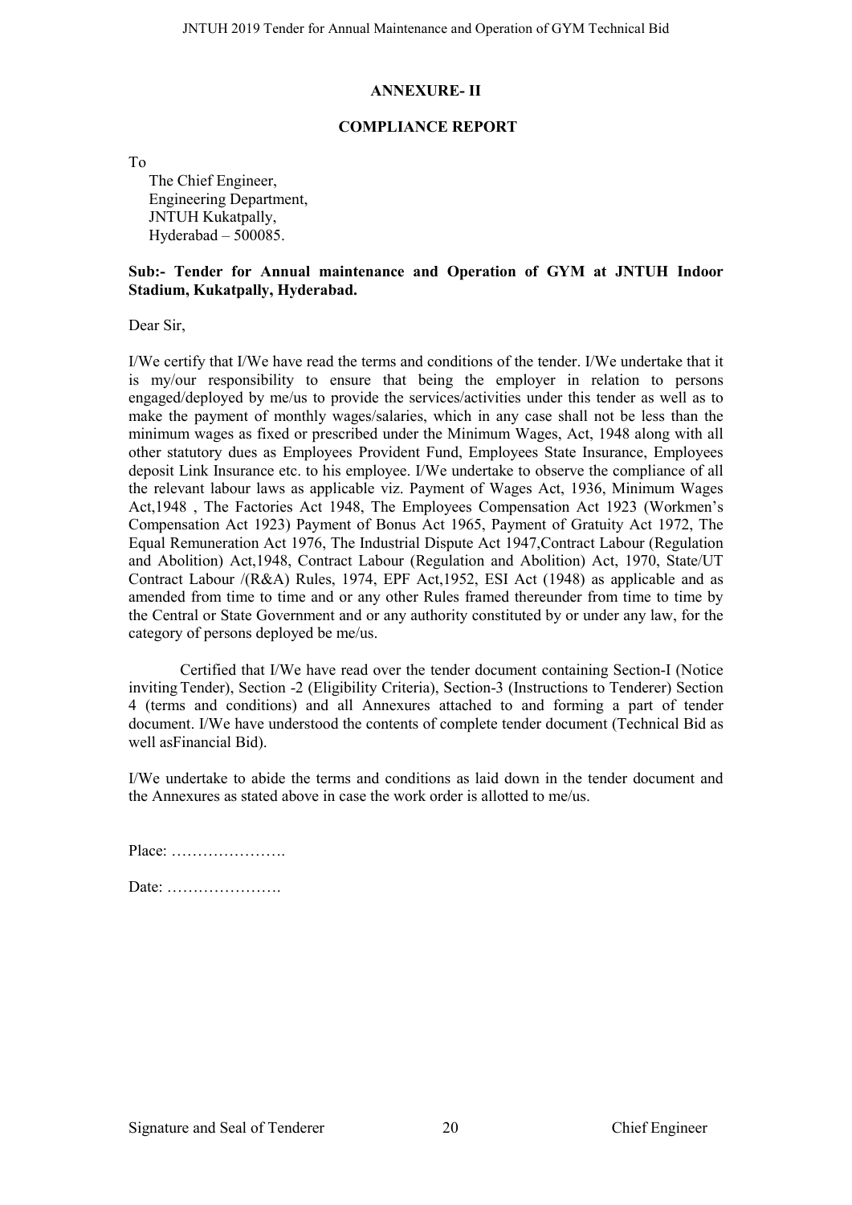## ANNEXURE- II

## COMPLIANCE REPORT

To

The Chief Engineer,
Engineering Department,
JNTUH Kukatpally,
Hyderabad – 500085.

**Sub:- Tender for Annual maintenance and Operation of GYM at JNTUH Indoor Stadium, Kukatpally, Hyderabad.**

Dear Sir,

I/We certify that I/We have read the terms and conditions of the tender. I/We undertake that it is my/our responsibility to ensure that being the employer in relation to persons engaged/deployed by me/us to provide the services/activities under this tender as well as to make the payment of monthly wages/salaries, which in any case shall not be less than the minimum wages as fixed or prescribed under the Minimum Wages, Act, 1948 along with all other statutory dues as Employees Provident Fund, Employees State Insurance, Employees deposit Link Insurance etc. to his employee. I/We undertake to observe the compliance of all the relevant labour laws as applicable viz. Payment of Wages Act, 1936, Minimum Wages Act,1948 , The Factories Act 1948, The Employees Compensation Act 1923 (Workmen's Compensation Act 1923) Payment of Bonus Act 1965, Payment of Gratuity Act 1972, The Equal Remuneration Act 1976, The Industrial Dispute Act 1947,Contract Labour (Regulation and Abolition) Act,1948, Contract Labour (Regulation and Abolition) Act, 1970, State/UT Contract Labour /(R&A) Rules, 1974, EPF Act,1952, ESI Act (1948) as applicable and as amended from time to time and or any other Rules framed thereunder from time to time by the Central or State Government and or any authority constituted by or under any law, for the category of persons deployed be me/us.

Certified that I/We have read over the tender document containing Section-I (Notice inviting Tender), Section -2 (Eligibility Criteria), Section-3 (Instructions to Tenderer) Section 4 (terms and conditions) and all Annexures attached to and forming a part of tender document. I/We have understood the contents of complete tender document (Technical Bid as well asFinancial Bid).

I/We undertake to abide the terms and conditions as laid down in the tender document and the Annexures as stated above in case the work order is allotted to me/us.

Place: ………………….

Date: ………………….

Signature and Seal of Tenderer                                        Chief Engineer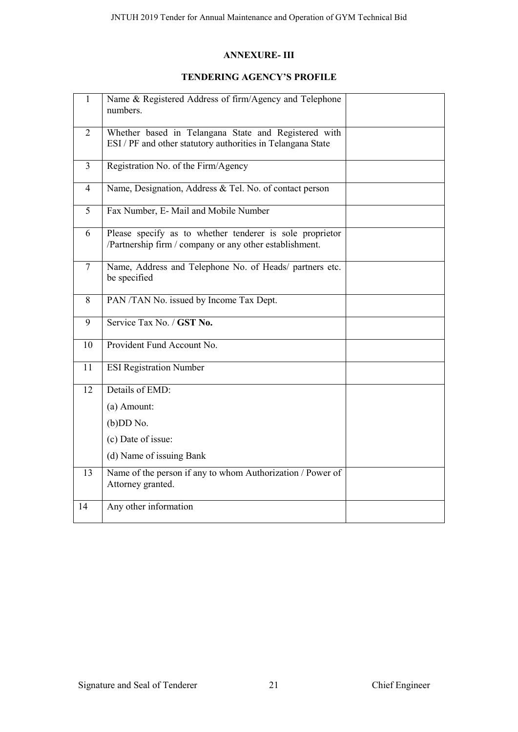## ANNEXURE- III

## TENDERING AGENCY'S PROFILE

| | | |
|---|---|---|
| 1 | Name & Registered Address of firm/Agency and Telephone numbers. | |
| 2 | Whether based in Telangana State and Registered with ESI / PF and other statutory authorities in Telangana State | |
| 3 | Registration No. of the Firm/Agency | |
| 4 | Name, Designation, Address & Tel. No. of contact person | |
| 5 | Fax Number, E- Mail and Mobile Number | |
| 6 | Please specify as to whether tenderer is sole proprietor /Partnership firm / company or any other establishment. | |
| 7 | Name, Address and Telephone No. of Heads/ partners etc. be specified | |
| 8 | PAN /TAN No. issued by Income Tax Dept. | |
| 9 | Service Tax No. / **GST No.** | |
| 10 | Provident Fund Account No. | |
| 11 | ESI Registration Number | |
| 12 | Details of EMD:<br>(a) Amount:<br>(b)DD No.<br>(c) Date of issue:<br>(d) Name of issuing Bank | |
| 13 | Name of the person if any to whom Authorization / Power of Attorney granted. | |
| 14 | Any other information | |

Signature and Seal of Tenderer | Chief Engineer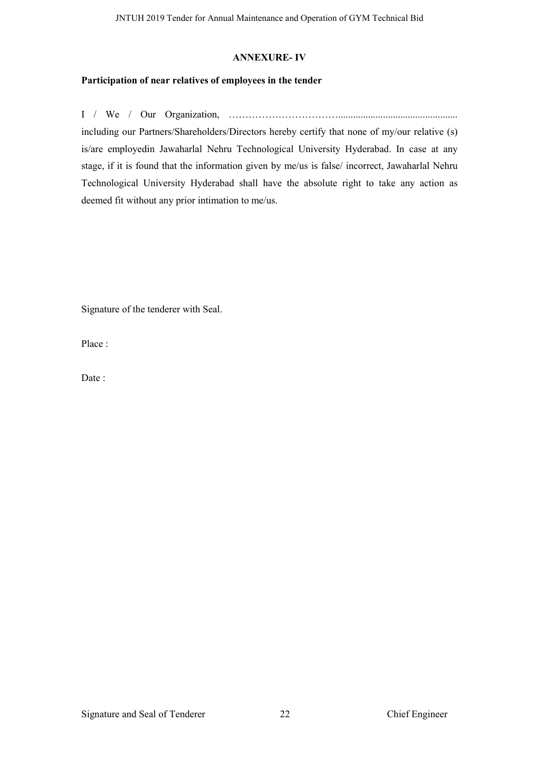## ANNEXURE- IV

**Participation of near relatives of employees in the tender**

I / We / Our Organization, ……………………………................................................ including our Partners/Shareholders/Directors hereby certify that none of my/our relative (s) is/are employedin Jawaharlal Nehru Technological University Hyderabad. In case at any stage, if it is found that the information given by me/us is false/ incorrect, Jawaharlal Nehru Technological University Hyderabad shall have the absolute right to take any action as deemed fit without any prior intimation to me/us.

Signature of the tenderer with Seal.

Place :

Date :

Signature and Seal of Tenderer                                                                                  Chief Engineer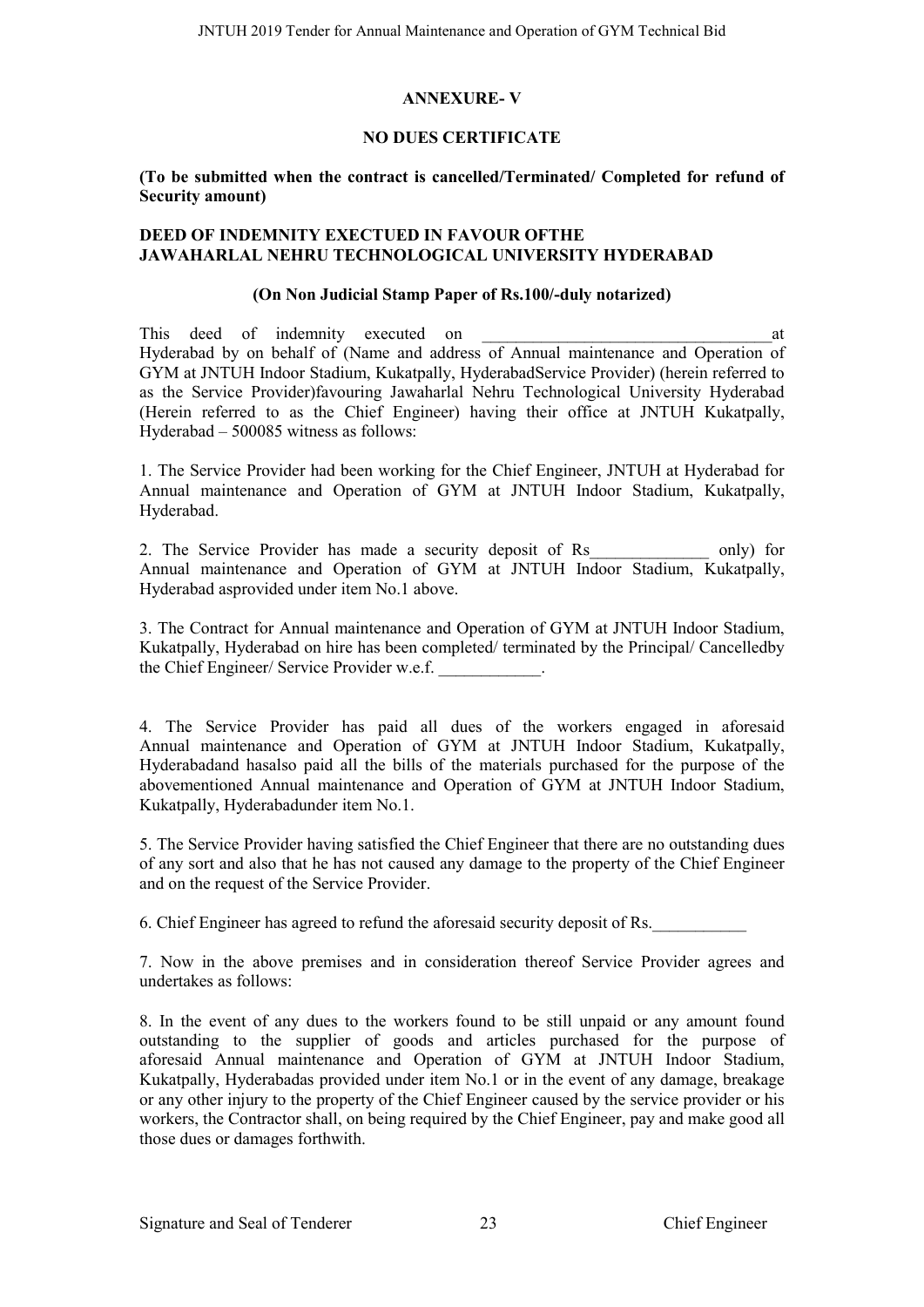## ANNEXURE- V

## NO DUES CERTIFICATE

**(To be submitted when the contract is cancelled/Terminated/ Completed for refund of Security amount)**

**DEED OF INDEMNITY EXECTUED IN FAVOUR OFTHE JAWAHARLAL NEHRU TECHNOLOGICAL UNIVERSITY HYDERABAD**

**(On Non Judicial Stamp Paper of Rs.100/-duly notarized)**

This deed of indemnity executed on __________________________________at Hyderabad by on behalf of (Name and address of Annual maintenance and Operation of GYM at JNTUH Indoor Stadium, Kukatpally, HyderabadService Provider) (herein referred to as the Service Provider)favouring Jawaharlal Nehru Technological University Hyderabad (Herein referred to as the Chief Engineer) having their office at JNTUH Kukatpally, Hyderabad – 500085 witness as follows:

1. The Service Provider had been working for the Chief Engineer, JNTUH at Hyderabad for Annual maintenance and Operation of GYM at JNTUH Indoor Stadium, Kukatpally, Hyderabad.

2. The Service Provider has made a security deposit of Rs______________ only) for Annual maintenance and Operation of GYM at JNTUH Indoor Stadium, Kukatpally, Hyderabad asprovided under item No.1 above.

3. The Contract for Annual maintenance and Operation of GYM at JNTUH Indoor Stadium, Kukatpally, Hyderabad on hire has been completed/ terminated by the Principal/ Cancelledby the Chief Engineer/ Service Provider w.e.f. ____________.

4. The Service Provider has paid all dues of the workers engaged in aforesaid Annual maintenance and Operation of GYM at JNTUH Indoor Stadium, Kukatpally, Hyderabadand hasalso paid all the bills of the materials purchased for the purpose of the abovementioned Annual maintenance and Operation of GYM at JNTUH Indoor Stadium, Kukatpally, Hyderabadunder item No.1.

5. The Service Provider having satisfied the Chief Engineer that there are no outstanding dues of any sort and also that he has not caused any damage to the property of the Chief Engineer and on the request of the Service Provider.

6. Chief Engineer has agreed to refund the aforesaid security deposit of Rs.___________

7. Now in the above premises and in consideration thereof Service Provider agrees and undertakes as follows:

8. In the event of any dues to the workers found to be still unpaid or any amount found outstanding to the supplier of goods and articles purchased for the purpose of aforesaid Annual maintenance and Operation of GYM at JNTUH Indoor Stadium, Kukatpally, Hyderabadas provided under item No.1 or in the event of any damage, breakage or any other injury to the property of the Chief Engineer caused by the service provider or his workers, the Contractor shall, on being required by the Chief Engineer, pay and make good all those dues or damages forthwith.

Signature and Seal of Tenderer | Chief Engineer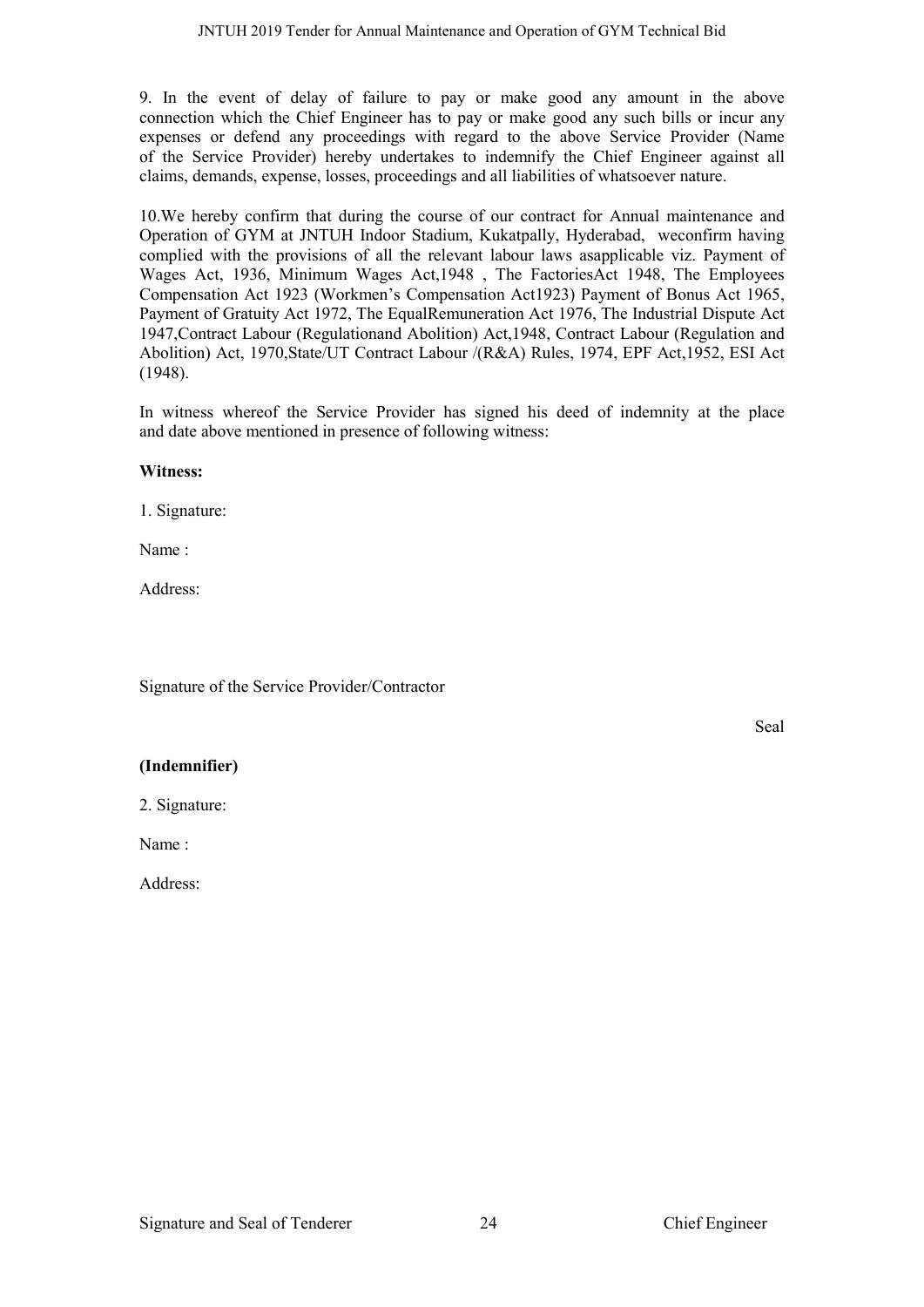9. In the event of delay of failure to pay or make good any amount in the above connection which the Chief Engineer has to pay or make good any such bills or incur any expenses or defend any proceedings with regard to the above Service Provider (Name of the Service Provider) hereby undertakes to indemnify the Chief Engineer against all claims, demands, expense, losses, proceedings and all liabilities of whatsoever nature.

10.We hereby confirm that during the course of our contract for Annual maintenance and Operation of GYM at JNTUH Indoor Stadium, Kukatpally, Hyderabad, weconfirm having complied with the provisions of all the relevant labour laws asapplicable viz. Payment of Wages Act, 1936, Minimum Wages Act,1948 , The FactoriesAct 1948, The Employees Compensation Act 1923 (Workmen's Compensation Act1923) Payment of Bonus Act 1965, Payment of Gratuity Act 1972, The EqualRemuneration Act 1976, The Industrial Dispute Act 1947,Contract Labour (Regulationand Abolition) Act,1948, Contract Labour (Regulation and Abolition) Act, 1970,State/UT Contract Labour /(R&A) Rules, 1974, EPF Act,1952, ESI Act (1948).

In witness whereof the Service Provider has signed his deed of indemnity at the place and date above mentioned in presence of following witness:

**Witness:**

1. Signature:

Name :

Address:

Signature of the Service Provider/Contractor

Seal

**(Indemnifier)**

2. Signature:

Name :

Address:

Signature and Seal of Tenderer Chief Engineer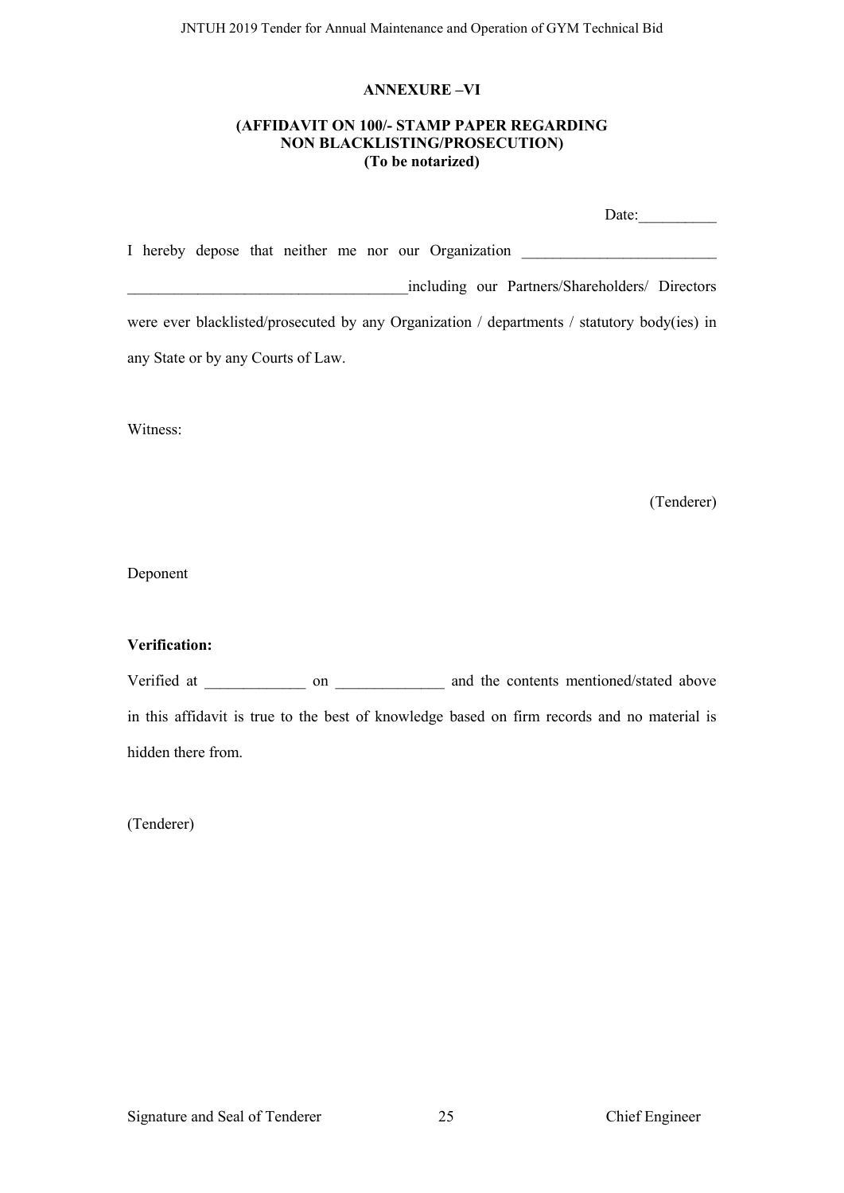## ANNEXURE –VI

### (AFFIDAVIT ON 100/- STAMP PAPER REGARDING NON BLACKLISTING/PROSECUTION)
### (To be notarized)

Date:__________

I hereby depose that neither me nor our Organization _________________________ ____________________________________including our Partners/Shareholders/ Directors were ever blacklisted/prosecuted by any Organization / departments / statutory body(ies) in any State or by any Courts of Law.

Witness:

(Tenderer)

Deponent

**Verification:**

Verified at _____________ on ______________ and the contents mentioned/stated above in this affidavit is true to the best of knowledge based on firm records and no material is hidden there from.

(Tenderer)

Signature and Seal of Tenderer Chief Engineer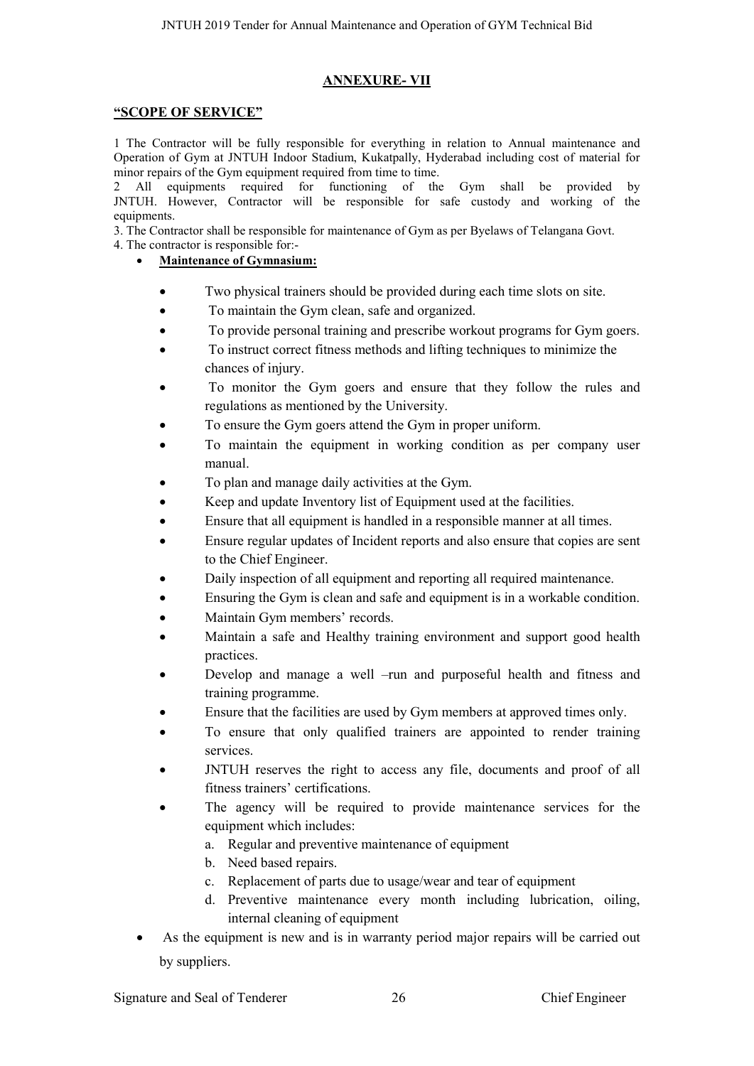## ANNEXURE- VII

**"SCOPE OF SERVICE"**

1 The Contractor will be fully responsible for everything in relation to Annual maintenance and Operation of Gym at JNTUH Indoor Stadium, Kukatpally, Hyderabad including cost of material for minor repairs of the Gym equipment required from time to time.

2 All equipments required for functioning of the Gym shall be provided by JNTUH. However, Contractor will be responsible for safe custody and working of the equipments.

3. The Contractor shall be responsible for maintenance of Gym as per Byelaws of Telangana Govt.

4. The contractor is responsible for:-

- **Maintenance of Gymnasium:**
  - Two physical trainers should be provided during each time slots on site.
  - To maintain the Gym clean, safe and organized.
  - To provide personal training and prescribe workout programs for Gym goers.
  - To instruct correct fitness methods and lifting techniques to minimize the chances of injury.
  - To monitor the Gym goers and ensure that they follow the rules and regulations as mentioned by the University.
  - To ensure the Gym goers attend the Gym in proper uniform.
  - To maintain the equipment in working condition as per company user manual.
  - To plan and manage daily activities at the Gym.
  - Keep and update Inventory list of Equipment used at the facilities.
  - Ensure that all equipment is handled in a responsible manner at all times.
  - Ensure regular updates of Incident reports and also ensure that copies are sent to the Chief Engineer.
  - Daily inspection of all equipment and reporting all required maintenance.
  - Ensuring the Gym is clean and safe and equipment is in a workable condition.
  - Maintain Gym members' records.
  - Maintain a safe and Healthy training environment and support good health practices.
  - Develop and manage a well –run and purposeful health and fitness and training programme.
  - Ensure that the facilities are used by Gym members at approved times only.
  - To ensure that only qualified trainers are appointed to render training services.
  - JNTUH reserves the right to access any file, documents and proof of all fitness trainers' certifications.
  - The agency will be required to provide maintenance services for the equipment which includes:
    a. Regular and preventive maintenance of equipment
    b. Need based repairs.
    c. Replacement of parts due to usage/wear and tear of equipment
    d. Preventive maintenance every month including lubrication, oiling, internal cleaning of equipment
- As the equipment is new and is in warranty period major repairs will be carried out by suppliers.

Signature and Seal of Tenderer | Chief Engineer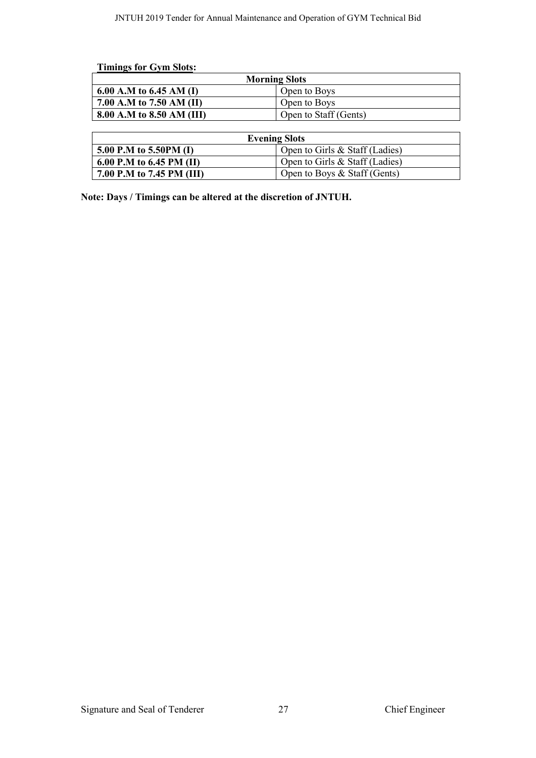**Timings for Gym Slots:**

| Morning Slots | |
|---|---|
| **6.00 A.M to 6.45 AM (I)** | Open to Boys |
| **7.00 A.M to 7.50 AM (II)** | Open to Boys |
| **8.00 A.M to 8.50 AM (III)** | Open to Staff (Gents) |

| Evening Slots | |
|---|---|
| **5.00 P.M to 5.50PM (I)** | Open to Girls & Staff (Ladies) |
| **6.00 P.M to 6.45 PM (II)** | Open to Girls & Staff (Ladies) |
| **7.00 P.M to 7.45 PM (III)** | Open to Boys & Staff (Gents) |

**Note: Days / Timings can be altered at the discretion of JNTUH.**

Signature and Seal of Tenderer

Chief Engineer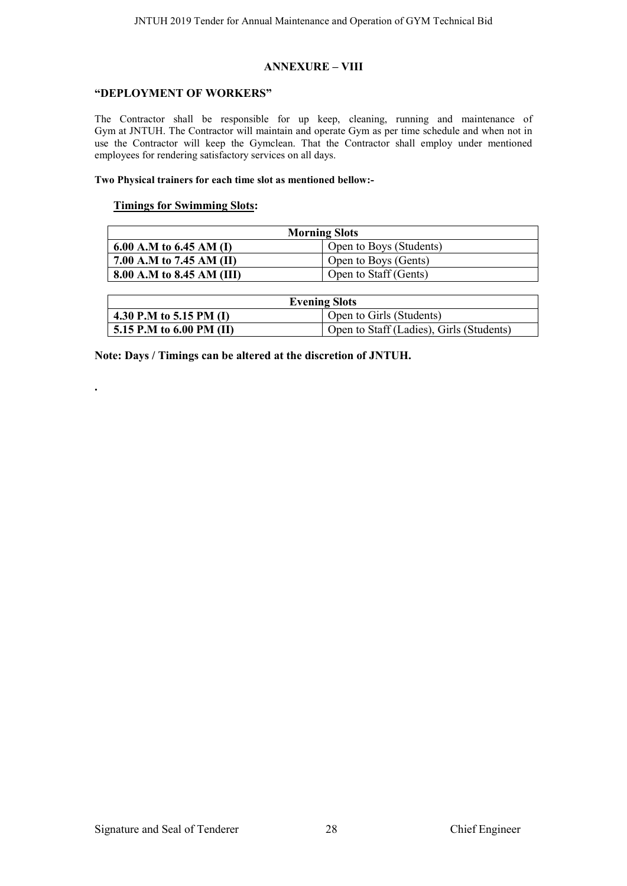## ANNEXURE – VIII

### "DEPLOYMENT OF WORKERS"

The Contractor shall be responsible for up keep, cleaning, running and maintenance of Gym at JNTUH. The Contractor will maintain and operate Gym as per time schedule and when not in use the Contractor will keep the Gymclean. That the Contractor shall employ under mentioned employees for rendering satisfactory services on all days.

**Two Physical trainers for each time slot as mentioned bellow:-**

**<u>Timings for Swimming Slots</u>:**

| Morning Slots | |
|---|---|
| **6.00 A.M to 6.45 AM (I)** | Open to Boys (Students) |
| **7.00 A.M to 7.45 AM (II)** | Open to Boys (Gents) |
| **8.00 A.M to 8.45 AM (III)** | Open to Staff (Gents) |

| Evening Slots | |
|---|---|
| **4.30 P.M to 5.15 PM (I)** | Open to Girls (Students) |
| **5.15 P.M to 6.00 PM (II)** | Open to Staff (Ladies), Girls (Students) |

**Note: Days / Timings can be altered at the discretion of JNTUH.**

.

Signature and Seal of Tenderer | Chief Engineer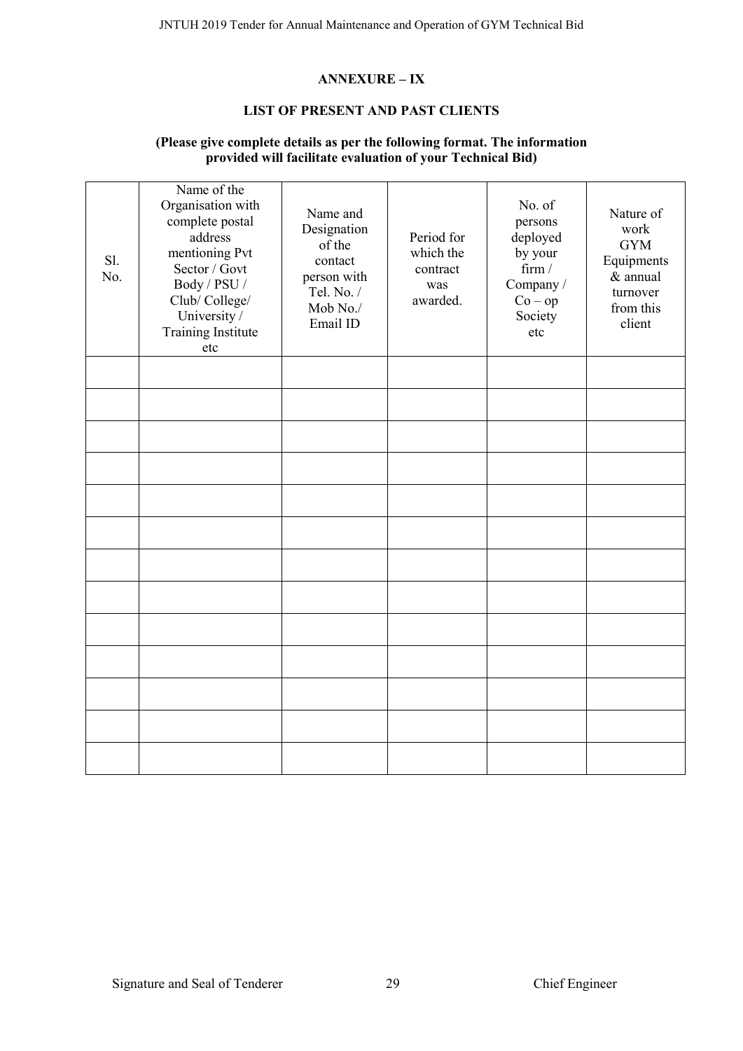## ANNEXURE – IX

## LIST OF PRESENT AND PAST CLIENTS

**(Please give complete details as per the following format. The information provided will facilitate evaluation of your Technical Bid)**

| Sl. No. | Name of the Organisation with complete postal address mentioning Pvt Sector / Govt Body / PSU / Club/ College/ University / Training Institute etc | Name and Designation of the contact person with Tel. No. / Mob No./ Email ID | Period for which the contract was awarded. | No. of persons deployed by your firm / Company / Co – op Society etc | Nature of work GYM Equipments & annual turnover from this client |
|---|---|---|---|---|---|
| | | | | | |
| | | | | | |
| | | | | | |
| | | | | | |
| | | | | | |
| | | | | | |
| | | | | | |
| | | | | | |
| | | | | | |
| | | | | | |
| | | | | | |
| | | | | | |
| | | | | | |

Signature and Seal of Tenderer | Chief Engineer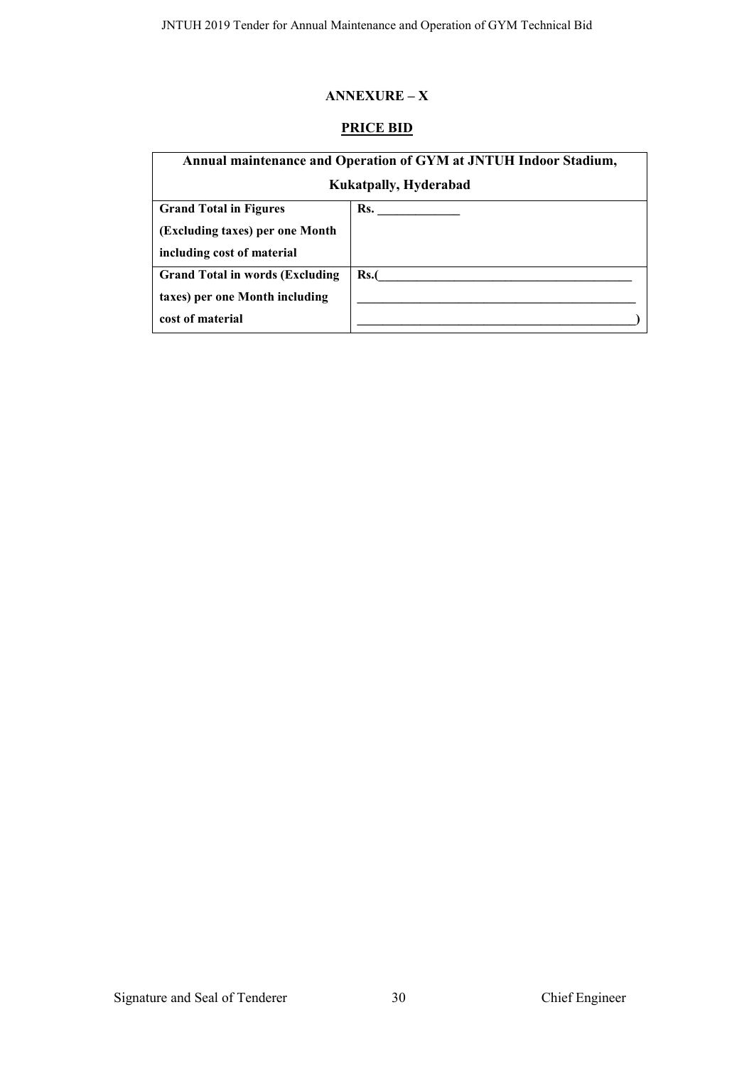## ANNEXURE – X

## PRICE BID

| Annual maintenance and Operation of GYM at JNTUH Indoor Stadium, Kukatpally, Hyderabad | |
|---|---|
| **Grand Total in Figures (Excluding taxes) per one Month including cost of material** | **Rs. _____________** |
| **Grand Total in words (Excluding taxes) per one Month including cost of material** | **Rs.(________________________________________ ____________________________________________ ____________________________________________)** |

Signature and Seal of Tenderer

Chief Engineer